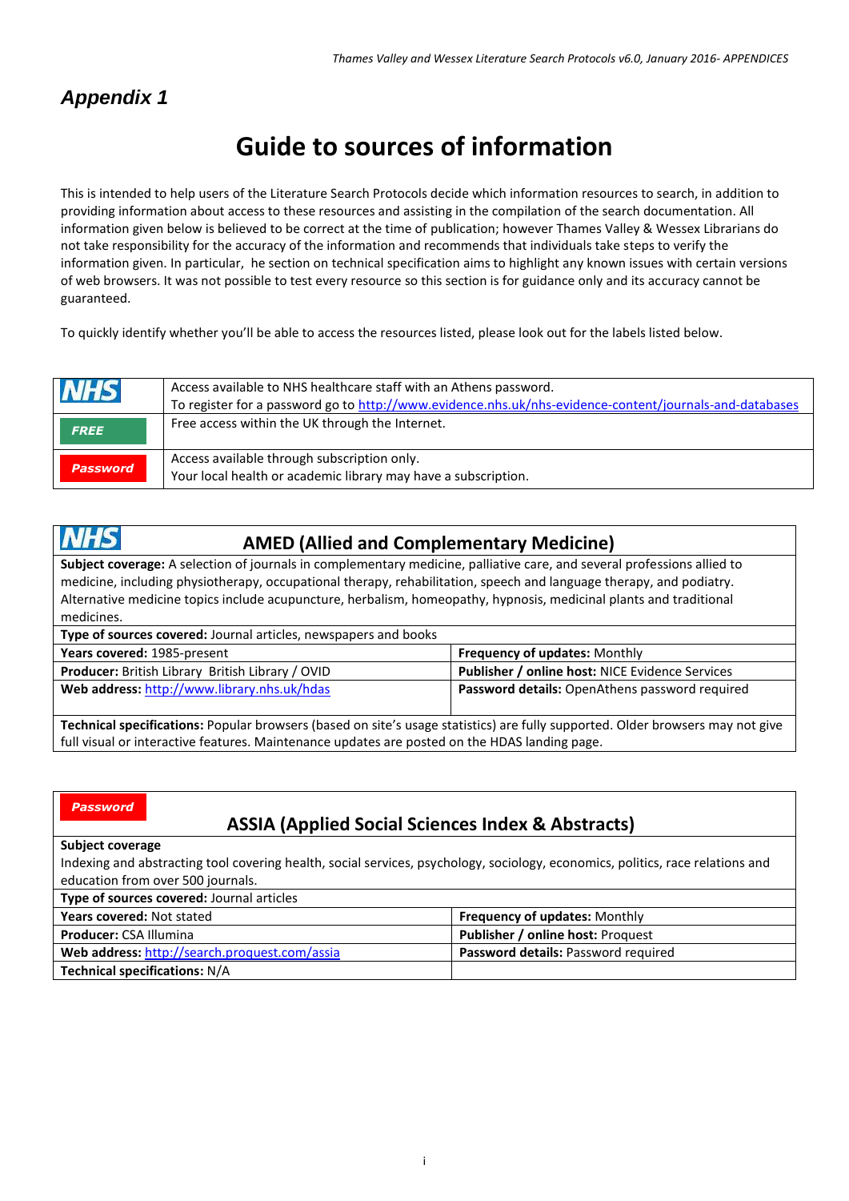# Appendix 1

# Guide to sources of information

This is intended to help users of the Literature Search Protocols decide which information resources to search, in addition to providing information about access to these resources and assisting in the compilation of the search documentation. All information given below is believed to be correct at the time of publication; however Thames Valley & Wessex Librarians do not take responsibility for the accuracy of the information and recommends that individuals take steps to verify the information given. In particular, he section on technical specification aims to highlight any known issues with certain versions of web browsers. It was not possible to test every resource so this section is for guidance only and its accuracy cannot be guaranteed.

To quickly identify whether you'll be able to access the resources listed, please look out for the labels listed below.

| Label | Description |
|---|---|
| NHS | Access available to NHS healthcare staff with an Athens password. To register for a password go to http://www.evidence.nhs.uk/nhs-evidence-content/journals-and-databases |
| FREE | Free access within the UK through the Internet. |
| Password | Access available through subscription only. Your local health or academic library may have a subscription. |

## NHS — AMED (Allied and Complementary Medicine)

| | |
|---|---|
| **Subject coverage:** A selection of journals in complementary medicine, palliative care, and several professions allied to medicine, including physiotherapy, occupational therapy, rehabilitation, speech and language therapy, and podiatry. Alternative medicine topics include acupuncture, herbalism, homeopathy, hypnosis, medicinal plants and traditional medicines. | |
| **Type of sources covered:** Journal articles, newspapers and books | |
| **Years covered:** 1985-present | **Frequency of updates:** Monthly |
| **Producer:** British Library British Library / OVID | **Publisher / online host:** NICE Evidence Services |
| **Web address:** http://www.library.nhs.uk/hdas | **Password details:** OpenAthens password required |
| **Technical specifications:** Popular browsers (based on site's usage statistics) are fully supported. Older browsers may not give full visual or interactive features. Maintenance updates are posted on the HDAS landing page. | |

## Password — ASSIA (Applied Social Sciences Index & Abstracts)

| | |
|---|---|
| **Subject coverage** Indexing and abstracting tool covering health, social services, psychology, sociology, economics, politics, race relations and education from over 500 journals. | |
| **Type of sources covered:** Journal articles | |
| **Years covered:** Not stated | **Frequency of updates:** Monthly |
| **Producer:** CSA Illumina | **Publisher / online host:** Proquest |
| **Web address:** http://search.proquest.com/assia | **Password details:** Password required |
| **Technical specifications:** N/A | |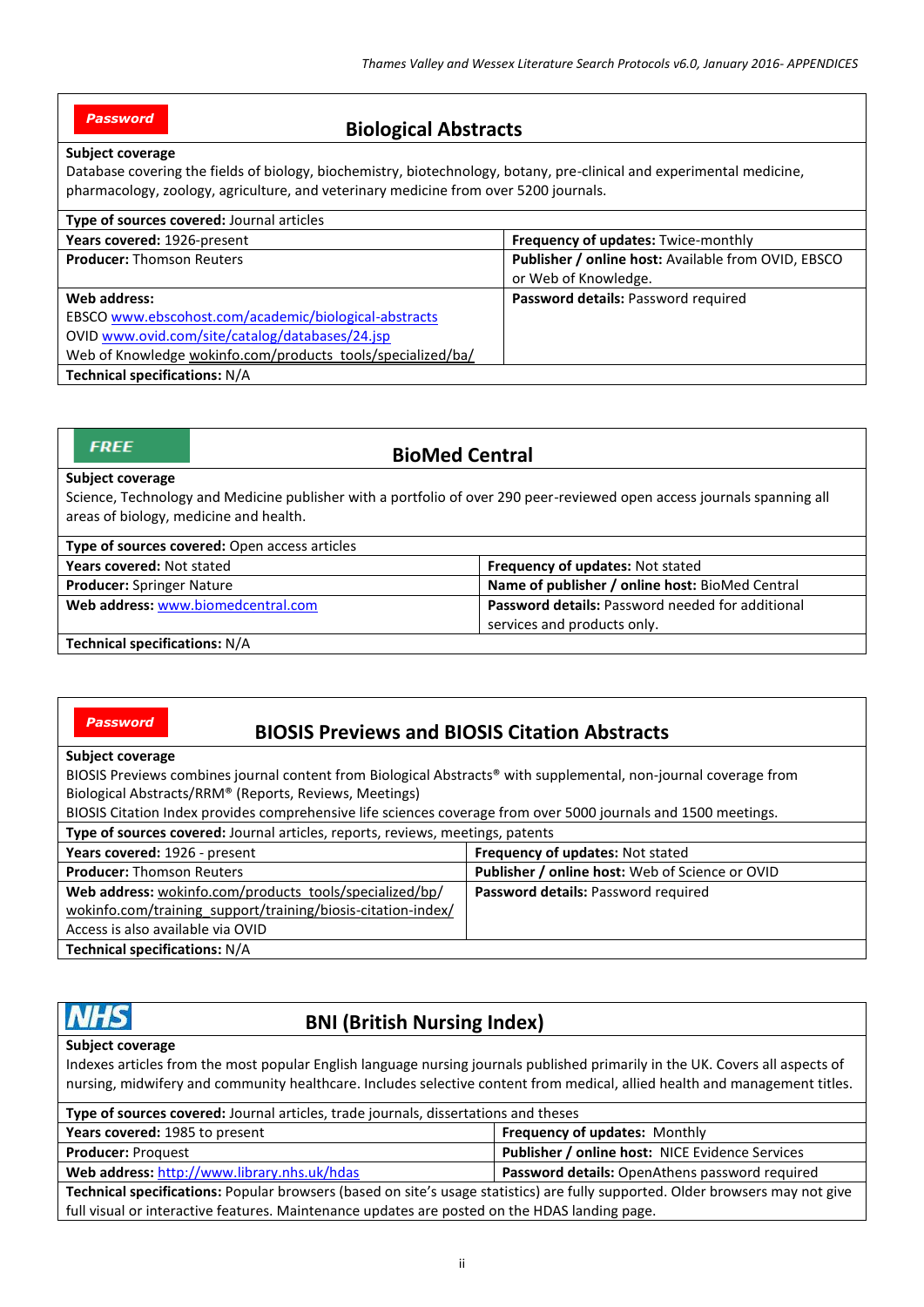## Biological Abstracts

Password

**Subject coverage**

Database covering the fields of biology, biochemistry, biotechnology, botany, pre-clinical and experimental medicine, pharmacology, zoology, agriculture, and veterinary medicine from over 5200 journals.

**Type of sources covered:** Journal articles

| | |
|---|---|
| **Years covered:** 1926-present | **Frequency of updates:** Twice-monthly |
| **Producer:** Thomson Reuters | **Publisher / online host:** Available from OVID, EBSCO or Web of Knowledge. |
| **Web address:** EBSCO www.ebscohost.com/academic/biological-abstracts OVID www.ovid.com/site/catalog/databases/24.jsp Web of Knowledge wokinfo.com/products_tools/specialized/ba/ | **Password details:** Password required |

**Technical specifications:** N/A

## BioMed Central

FREE

**Subject coverage**

Science, Technology and Medicine publisher with a portfolio of over 290 peer-reviewed open access journals spanning all areas of biology, medicine and health.

**Type of sources covered:** Open access articles

| | |
|---|---|
| **Years covered:** Not stated | **Frequency of updates:** Not stated |
| **Producer:** Springer Nature | **Name of publisher / online host:** BioMed Central |
| **Web address:** www.biomedcentral.com | **Password details:** Password needed for additional services and products only. |

**Technical specifications:** N/A

## BIOSIS Previews and BIOSIS Citation Abstracts

Password

**Subject coverage**

BIOSIS Previews combines journal content from Biological Abstracts® with supplemental, non-journal coverage from Biological Abstracts/RRM® (Reports, Reviews, Meetings)

BIOSIS Citation Index provides comprehensive life sciences coverage from over 5000 journals and 1500 meetings.

**Type of sources covered:** Journal articles, reports, reviews, meetings, patents

| | |
|---|---|
| **Years covered:** 1926 - present | **Frequency of updates:** Not stated |
| **Producer:** Thomson Reuters | **Publisher / online host:** Web of Science or OVID |
| **Web address:** wokinfo.com/products_tools/specialized/bp/ wokinfo.com/training_support/training/biosis-citation-index/ Access is also available via OVID | **Password details:** Password required |

**Technical specifications:** N/A

## BNI (British Nursing Index)

NHS

**Subject coverage**

Indexes articles from the most popular English language nursing journals published primarily in the UK. Covers all aspects of nursing, midwifery and community healthcare. Includes selective content from medical, allied health and management titles.

**Type of sources covered:** Journal articles, trade journals, dissertations and theses

| | |
|---|---|
| **Years covered:** 1985 to present | **Frequency of updates:** Monthly |
| **Producer:** Proquest | **Publisher / online host:** NICE Evidence Services |
| **Web address:** http://www.library.nhs.uk/hdas | **Password details:** OpenAthens password required |

**Technical specifications:** Popular browsers (based on site's usage statistics) are fully supported. Older browsers may not give full visual or interactive features. Maintenance updates are posted on the HDAS landing page.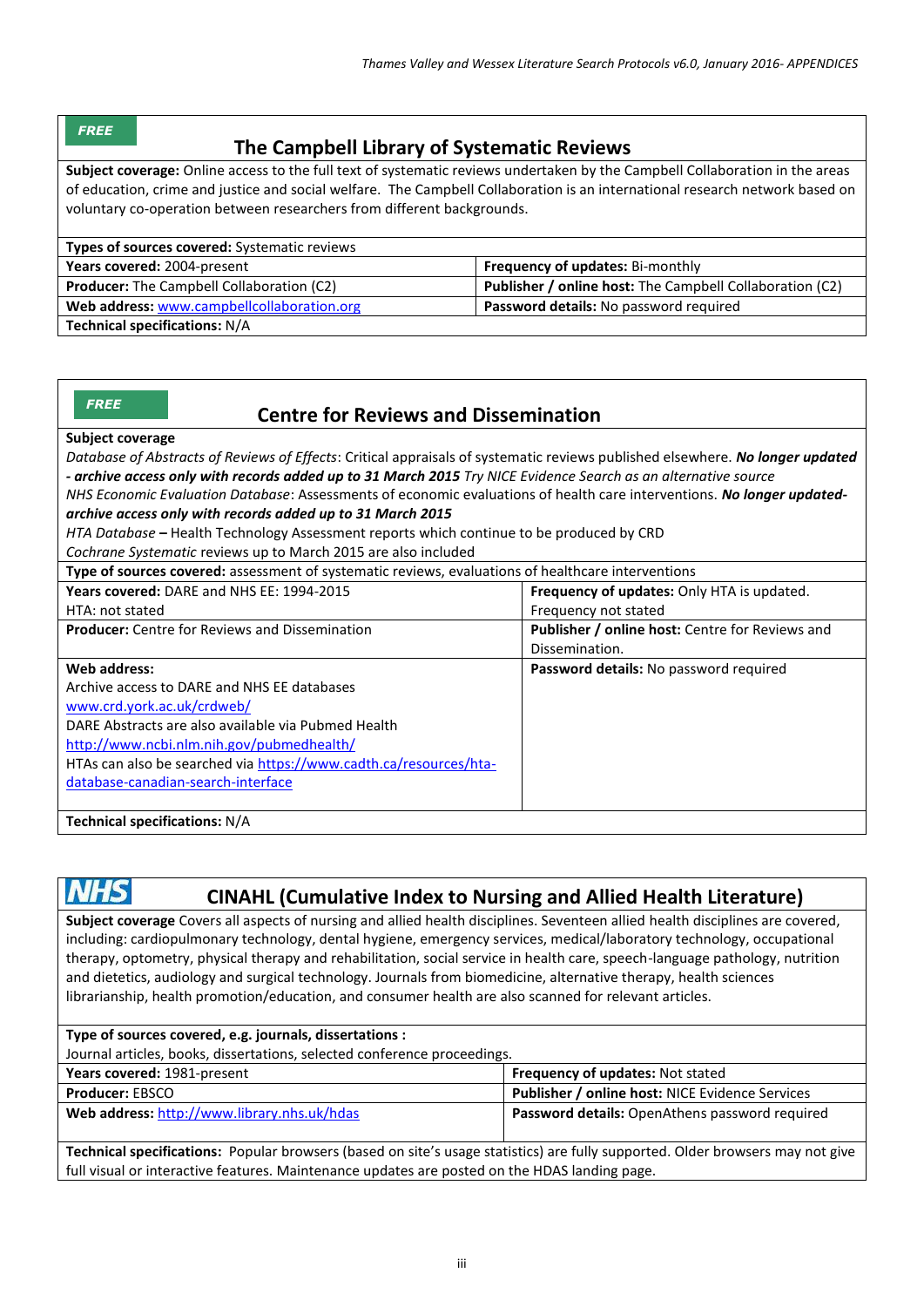**FREE**

## The Campbell Library of Systematic Reviews

**Subject coverage:** Online access to the full text of systematic reviews undertaken by the Campbell Collaboration in the areas of education, crime and justice and social welfare. The Campbell Collaboration is an international research network based on voluntary co-operation between researchers from different backgrounds.

| **Types of sources covered:** Systematic reviews | |
|---|---|
| **Years covered:** 2004-present | **Frequency of updates:** Bi-monthly |
| **Producer:** The Campbell Collaboration (C2) | **Publisher / online host:** The Campbell Collaboration (C2) |
| **Web address:** www.campbellcollaboration.org | **Password details:** No password required |
| **Technical specifications:** N/A | |

**FREE**

## Centre for Reviews and Dissemination

**Subject coverage**

*Database of Abstracts of Reviews of Effects*: Critical appraisals of systematic reviews published elsewhere. ***No longer updated - archive access only with records added up to 31 March 2015*** *Try NICE Evidence Search as an alternative source*

*NHS Economic Evaluation Database*: Assessments of economic evaluations of health care interventions. ***No longer updated- archive access only with records added up to 31 March 2015***

*HTA Database* **–** Health Technology Assessment reports which continue to be produced by CRD

*Cochrane Systematic* reviews up to March 2015 are also included

| **Type of sources covered:** assessment of systematic reviews, evaluations of healthcare interventions | |
|---|---|
| **Years covered:** DARE and NHS EE: 1994-2015<br>HTA: not stated | **Frequency of updates:** Only HTA is updated. Frequency not stated |
| **Producer:** Centre for Reviews and Dissemination | **Publisher / online host:** Centre for Reviews and Dissemination. |
| **Web address:**<br>Archive access to DARE and NHS EE databases<br>www.crd.york.ac.uk/crdweb/<br>DARE Abstracts are also available via Pubmed Health<br>http://www.ncbi.nlm.nih.gov/pubmedhealth/<br>HTAs can also be searched via https://www.cadth.ca/resources/hta-database-canadian-search-interface | **Password details:** No password required |
| **Technical specifications:** N/A | |

**NHS**

## CINAHL (Cumulative Index to Nursing and Allied Health Literature)

**Subject coverage** Covers all aspects of nursing and allied health disciplines. Seventeen allied health disciplines are covered, including: cardiopulmonary technology, dental hygiene, emergency services, medical/laboratory technology, occupational therapy, optometry, physical therapy and rehabilitation, social service in health care, speech-language pathology, nutrition and dietetics, audiology and surgical technology. Journals from biomedicine, alternative therapy, health sciences librarianship, health promotion/education, and consumer health are also scanned for relevant articles.

| **Type of sources covered, e.g. journals, dissertations :**<br>Journal articles, books, dissertations, selected conference proceedings. | |
|---|---|
| **Years covered:** 1981-present | **Frequency of updates:** Not stated |
| **Producer:** EBSCO | **Publisher / online host:** NICE Evidence Services |
| **Web address:** http://www.library.nhs.uk/hdas | **Password details:** OpenAthens password required |
| **Technical specifications:** Popular browsers (based on site's usage statistics) are fully supported. Older browsers may not give full visual or interactive features. Maintenance updates are posted on the HDAS landing page. | |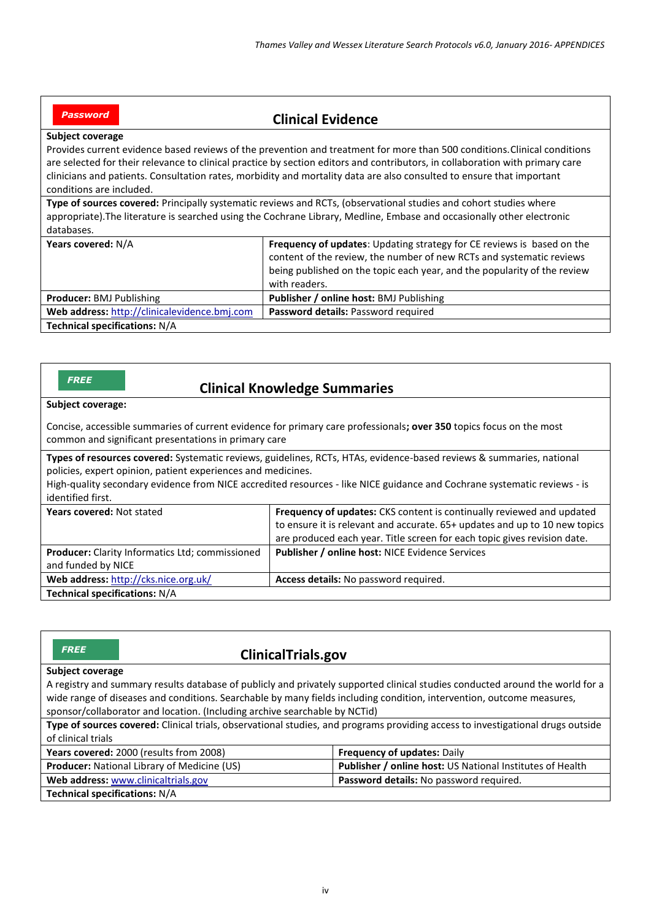**Password**

## Clinical Evidence

**Subject coverage**
Provides current evidence based reviews of the prevention and treatment for more than 500 conditions. Clinical conditions are selected for their relevance to clinical practice by section editors and contributors, in collaboration with primary care clinicians and patients. Consultation rates, morbidity and mortality data are also consulted to ensure that important conditions are included.

**Type of sources covered:** Principally systematic reviews and RCTs, (observational studies and cohort studies where appropriate). The literature is searched using the Cochrane Library, Medline, Embase and occasionally other electronic databases.

| | |
|---|---|
| **Years covered:** N/A | **Frequency of updates**: Updating strategy for CE reviews is based on the content of the review, the number of new RCTs and systematic reviews being published on the topic each year, and the popularity of the review with readers. |
| **Producer:** BMJ Publishing | **Publisher / online host:** BMJ Publishing |
| **Web address:** http://clinicalevidence.bmj.com | **Password details:** Password required |
| **Technical specifications:** N/A | |

**FREE**

## Clinical Knowledge Summaries

**Subject coverage:**

Concise, accessible summaries of current evidence for primary care professionals**; over 350** topics focus on the most common and significant presentations in primary care

**Types of resources covered:** Systematic reviews, guidelines, RCTs, HTAs, evidence-based reviews & summaries, national policies, expert opinion, patient experiences and medicines.
High-quality secondary evidence from NICE accredited resources - like NICE guidance and Cochrane systematic reviews - is identified first.

| | |
|---|---|
| **Years covered:** Not stated | **Frequency of updates:** CKS content is continually reviewed and updated to ensure it is relevant and accurate. 65+ updates and up to 10 new topics are produced each year. Title screen for each topic gives revision date. |
| **Producer:** Clarity Informatics Ltd; commissioned and funded by NICE | **Publisher / online host:** NICE Evidence Services |
| **Web address:** http://cks.nice.org.uk/ | **Access details:** No password required. |
| **Technical specifications:** N/A | |

**FREE**

## ClinicalTrials.gov

**Subject coverage**
A registry and summary results database of publicly and privately supported clinical studies conducted around the world for a wide range of diseases and conditions. Searchable by many fields including condition, intervention, outcome measures, sponsor/collaborator and location. (Including archive searchable by NCTid)

**Type of sources covered:** Clinical trials, observational studies, and programs providing access to investigational drugs outside of clinical trials

| | |
|---|---|
| **Years covered:** 2000 (results from 2008) | **Frequency of updates:** Daily |
| **Producer:** National Library of Medicine (US) | **Publisher / online host:** US National Institutes of Health |
| **Web address:** www.clinicaltrials.gov | **Password details:** No password required. |
| **Technical specifications:** N/A | |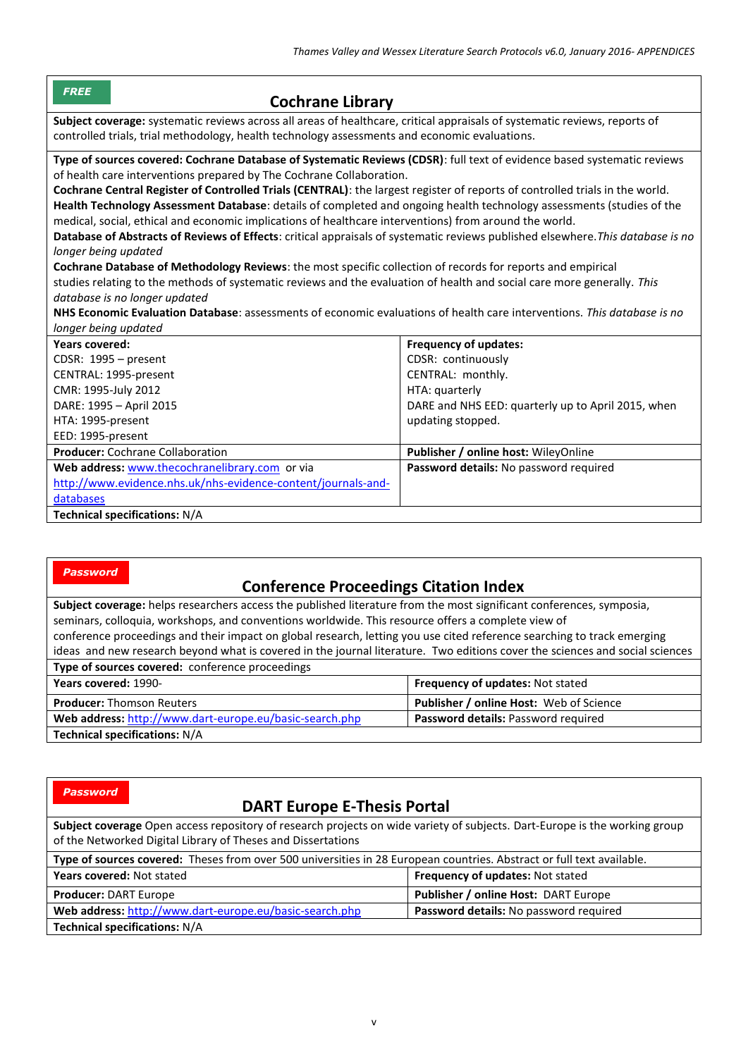**FREE**

## Cochrane Library

**Subject coverage:** systematic reviews across all areas of healthcare, critical appraisals of systematic reviews, reports of controlled trials, trial methodology, health technology assessments and economic evaluations.

**Type of sources covered: Cochrane Database of Systematic Reviews (CDSR)**: full text of evidence based systematic reviews of health care interventions prepared by The Cochrane Collaboration.
**Cochrane Central Register of Controlled Trials (CENTRAL)**: the largest register of reports of controlled trials in the world.
**Health Technology Assessment Database**: details of completed and ongoing health technology assessments (studies of the medical, social, ethical and economic implications of healthcare interventions) from around the world.
**Database of Abstracts of Reviews of Effects**: critical appraisals of systematic reviews published elsewhere. *This database is no longer being updated*
**Cochrane Database of Methodology Reviews**: the most specific collection of records for reports and empirical studies relating to the methods of systematic reviews and the evaluation of health and social care more generally. *This database is no longer updated*
**NHS Economic Evaluation Database**: assessments of economic evaluations of health care interventions. *This database is no longer being updated*

| | |
|---|---|
| **Years covered:**<br>CDSR: 1995 – present<br>CENTRAL: 1995-present<br>CMR: 1995-July 2012<br>DARE: 1995 – April 2015<br>HTA: 1995-present<br>EED: 1995-present | **Frequency of updates:**<br>CDSR: continuously<br>CENTRAL: monthly.<br>HTA: quarterly<br>DARE and NHS EED: quarterly up to April 2015, when updating stopped. |
| **Producer:** Cochrane Collaboration | **Publisher / online host:** WileyOnline |
| **Web address:** www.thecochranelibrary.com or via http://www.evidence.nhs.uk/nhs-evidence-content/journals-and-databases | **Password details:** No password required |

**Technical specifications:** N/A

**Password**

## Conference Proceedings Citation Index

**Subject coverage:** helps researchers access the published literature from the most significant conferences, symposia, seminars, colloquia, workshops, and conventions worldwide. This resource offers a complete view of conference proceedings and their impact on global research, letting you use cited reference searching to track emerging ideas and new research beyond what is covered in the journal literature. Two editions cover the sciences and social sciences

**Type of sources covered:** conference proceedings

| | |
|---|---|
| **Years covered:** 1990- | **Frequency of updates:** Not stated |
| **Producer:** Thomson Reuters | **Publisher / online Host:** Web of Science |
| **Web address:** http://www.dart-europe.eu/basic-search.php | **Password details:** Password required |

**Technical specifications:** N/A

**Password**

## DART Europe E-Thesis Portal

**Subject coverage** Open access repository of research projects on wide variety of subjects. Dart-Europe is the working group of the Networked Digital Library of Theses and Dissertations

**Type of sources covered:** Theses from over 500 universities in 28 European countries. Abstract or full text available.

| | |
|---|---|
| **Years covered:** Not stated | **Frequency of updates:** Not stated |
| **Producer:** DART Europe | **Publisher / online Host:** DART Europe |
| **Web address:** http://www.dart-europe.eu/basic-search.php | **Password details:** No password required |

**Technical specifications:** N/A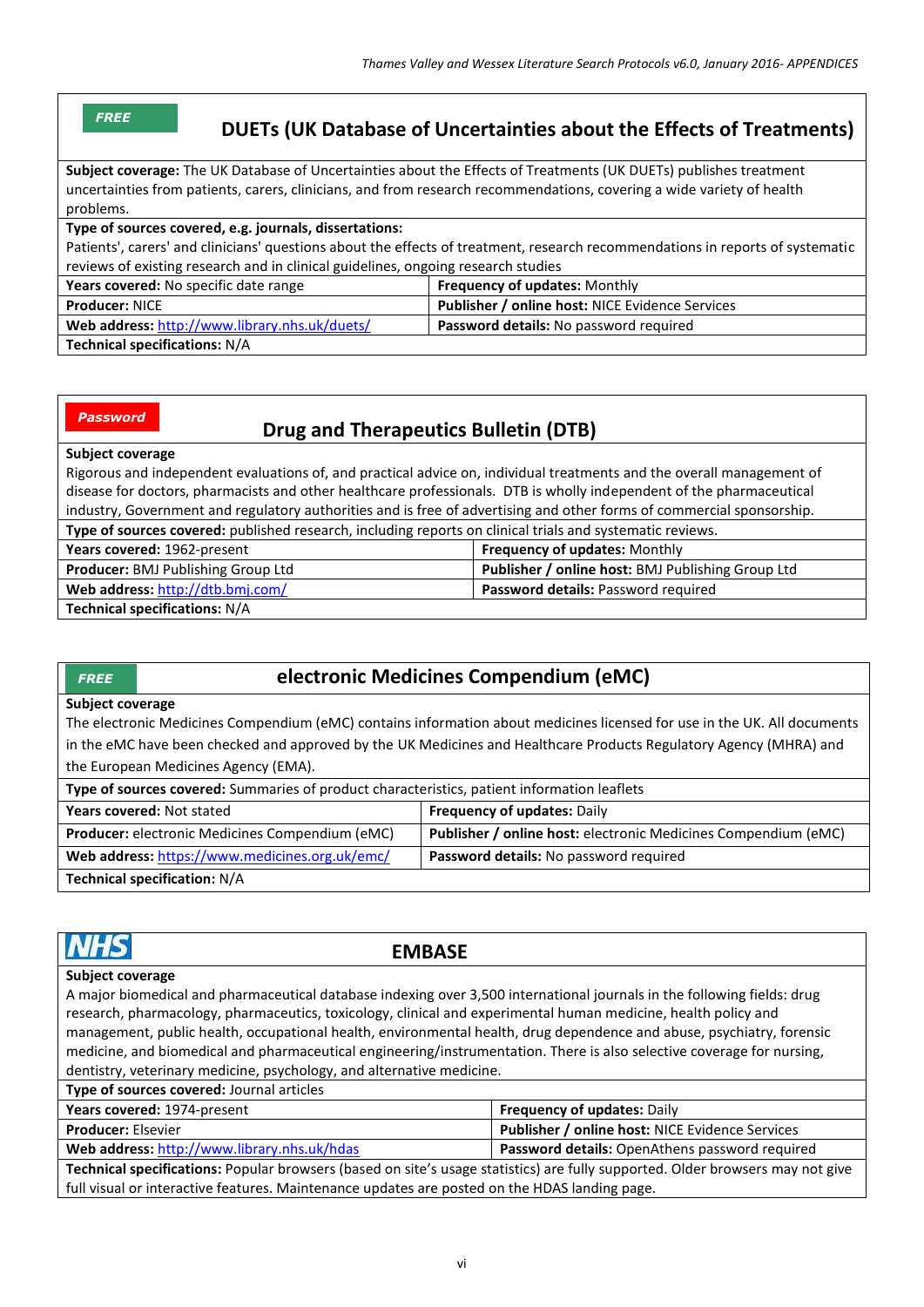**FREE**

## DUETs (UK Database of Uncertainties about the Effects of Treatments)

| | |
|---|---|
| **Subject coverage:** The UK Database of Uncertainties about the Effects of Treatments (UK DUETs) publishes treatment uncertainties from patients, carers, clinicians, and from research recommendations, covering a wide variety of health problems. | |
| **Type of sources covered, e.g. journals, dissertations:** Patients', carers' and clinicians' questions about the effects of treatment, research recommendations in reports of systematic reviews of existing research and in clinical guidelines, ongoing research studies | |
| **Years covered:** No specific date range | **Frequency of updates:** Monthly |
| **Producer:** NICE | **Publisher / online host:** NICE Evidence Services |
| **Web address:** http://www.library.nhs.uk/duets/ | **Password details:** No password required |
| **Technical specifications:** N/A | |

**Password**

## Drug and Therapeutics Bulletin (DTB)

| | |
|---|---|
| **Subject coverage** Rigorous and independent evaluations of, and practical advice on, individual treatments and the overall management of disease for doctors, pharmacists and other healthcare professionals. DTB is wholly independent of the pharmaceutical industry, Government and regulatory authorities and is free of advertising and other forms of commercial sponsorship. | |
| **Type of sources covered:** published research, including reports on clinical trials and systematic reviews. | |
| **Years covered:** 1962-present | **Frequency of updates:** Monthly |
| **Producer:** BMJ Publishing Group Ltd | **Publisher / online host:** BMJ Publishing Group Ltd |
| **Web address:** http://dtb.bmj.com/ | **Password details:** Password required |
| **Technical specifications:** N/A | |

**FREE**

## electronic Medicines Compendium (eMC)

| | |
|---|---|
| **Subject coverage** The electronic Medicines Compendium (eMC) contains information about medicines licensed for use in the UK. All documents in the eMC have been checked and approved by the UK Medicines and Healthcare Products Regulatory Agency (MHRA) and the European Medicines Agency (EMA). | |
| **Type of sources covered:** Summaries of product characteristics, patient information leaflets | |
| **Years covered:** Not stated | **Frequency of updates:** Daily |
| **Producer:** electronic Medicines Compendium (eMC) | **Publisher / online host:** electronic Medicines Compendium (eMC) |
| **Web address:** https://www.medicines.org.uk/emc/ | **Password details:** No password required |
| **Technical specification:** N/A | |

**NHS**

## EMBASE

| | |
|---|---|
| **Subject coverage** A major biomedical and pharmaceutical database indexing over 3,500 international journals in the following fields: drug research, pharmacology, pharmaceutics, toxicology, clinical and experimental human medicine, health policy and management, public health, occupational health, environmental health, drug dependence and abuse, psychiatry, forensic medicine, and biomedical and pharmaceutical engineering/instrumentation. There is also selective coverage for nursing, dentistry, veterinary medicine, psychology, and alternative medicine. | |
| **Type of sources covered:** Journal articles | |
| **Years covered:** 1974-present | **Frequency of updates:** Daily |
| **Producer:** Elsevier | **Publisher / online host:** NICE Evidence Services |
| **Web address:** http://www.library.nhs.uk/hdas | **Password details:** OpenAthens password required |
| **Technical specifications:** Popular browsers (based on site's usage statistics) are fully supported. Older browsers may not give full visual or interactive features. Maintenance updates are posted on the HDAS landing page. | |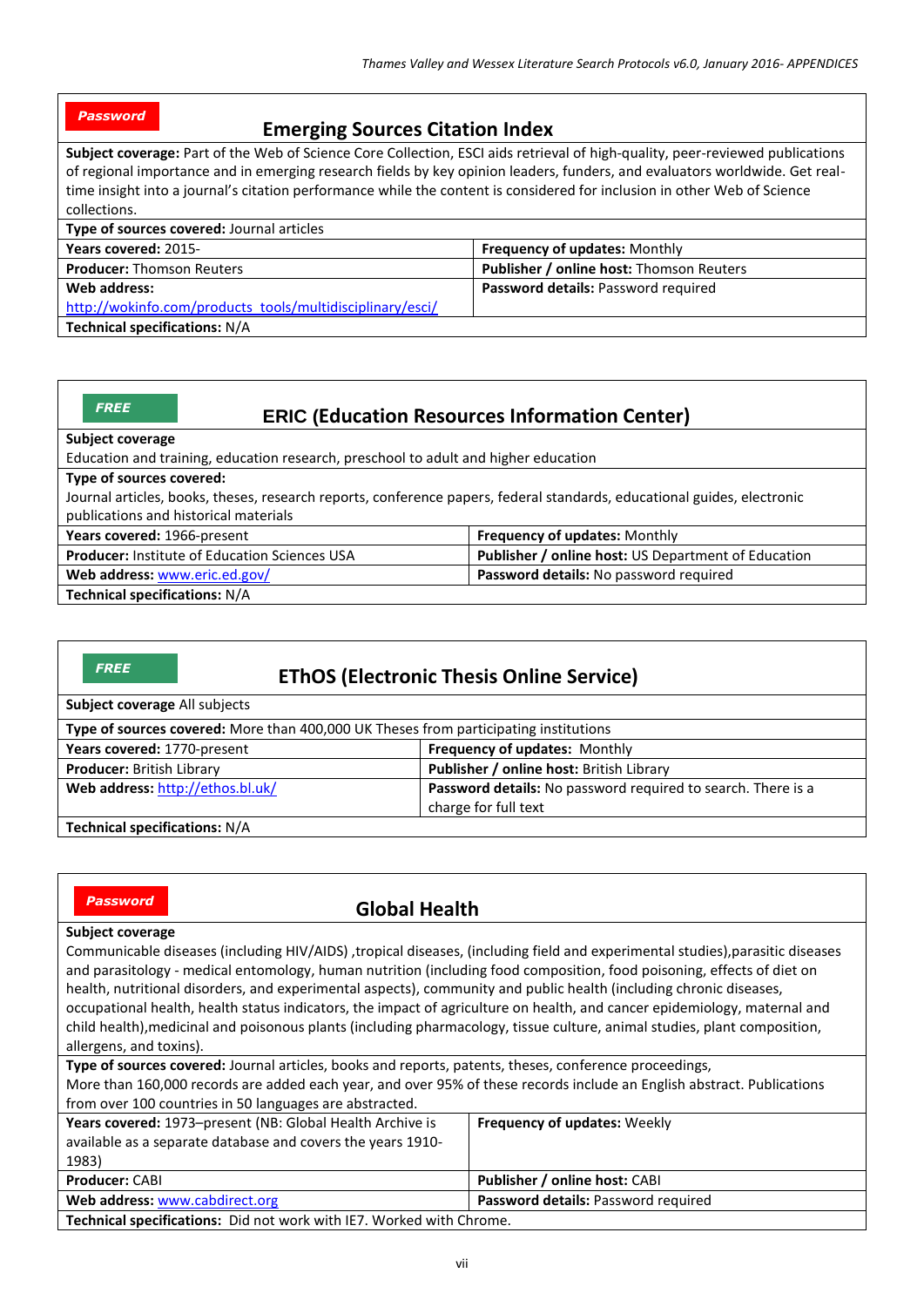**Password**

## Emerging Sources Citation Index

**Subject coverage:** Part of the Web of Science Core Collection, ESCI aids retrieval of high-quality, peer-reviewed publications of regional importance and in emerging research fields by key opinion leaders, funders, and evaluators worldwide. Get real-time insight into a journal's citation performance while the content is considered for inclusion in other Web of Science collections.

**Type of sources covered:** Journal articles

| | |
|---|---|
| **Years covered:** 2015- | **Frequency of updates:** Monthly |
| **Producer:** Thomson Reuters | **Publisher / online host:** Thomson Reuters |
| **Web address:** http://wokinfo.com/products_tools/multidisciplinary/esci/ | **Password details:** Password required |

**Technical specifications:** N/A

**FREE**

## ERIC (Education Resources Information Center)

**Subject coverage**
Education and training, education research, preschool to adult and higher education

**Type of sources covered:**
Journal articles, books, theses, research reports, conference papers, federal standards, educational guides, electronic publications and historical materials

| | |
|---|---|
| **Years covered:** 1966-present | **Frequency of updates:** Monthly |
| **Producer:** Institute of Education Sciences USA | **Publisher / online host:** US Department of Education |
| **Web address:** www.eric.ed.gov/ | **Password details:** No password required |

**Technical specifications:** N/A

**FREE**

## EThOS (Electronic Thesis Online Service)

**Subject coverage** All subjects

**Type of sources covered:** More than 400,000 UK Theses from participating institutions

| | |
|---|---|
| **Years covered:** 1770-present | **Frequency of updates:** Monthly |
| **Producer:** British Library | **Publisher / online host:** British Library |
| **Web address:** http://ethos.bl.uk/ | **Password details:** No password required to search. There is a charge for full text |

**Technical specifications:** N/A

**Password**

## Global Health

**Subject coverage**
Communicable diseases (including HIV/AIDS) ,tropical diseases, (including field and experimental studies),parasitic diseases and parasitology - medical entomology, human nutrition (including food composition, food poisoning, effects of diet on health, nutritional disorders, and experimental aspects), community and public health (including chronic diseases, occupational health, health status indicators, the impact of agriculture on health, and cancer epidemiology, maternal and child health),medicinal and poisonous plants (including pharmacology, tissue culture, animal studies, plant composition, allergens, and toxins).

**Type of sources covered:** Journal articles, books and reports, patents, theses, conference proceedings,
More than 160,000 records are added each year, and over 95% of these records include an English abstract. Publications from over 100 countries in 50 languages are abstracted.

| | |
|---|---|
| **Years covered:** 1973–present (NB: Global Health Archive is available as a separate database and covers the years 1910-1983) | **Frequency of updates:** Weekly |
| **Producer:** CABI | **Publisher / online host:** CABI |
| **Web address:** www.cabdirect.org | **Password details:** Password required |

**Technical specifications:** Did not work with IE7. Worked with Chrome.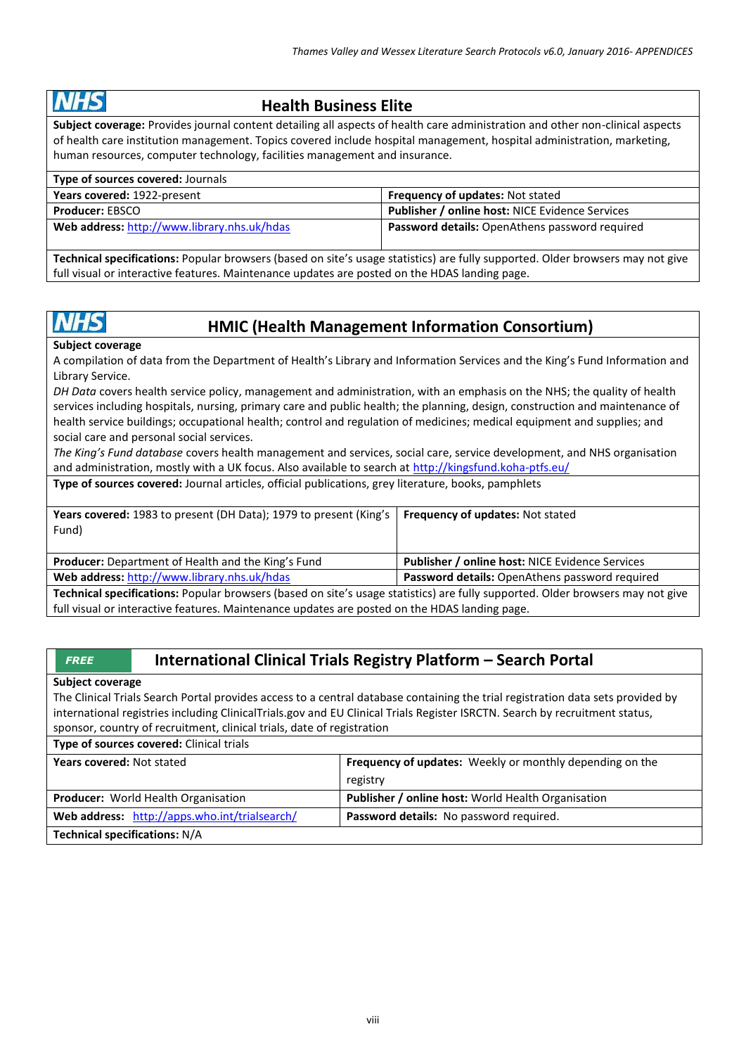## NHS Health Business Elite

**Subject coverage:** Provides journal content detailing all aspects of health care administration and other non-clinical aspects of health care institution management. Topics covered include hospital management, hospital administration, marketing, human resources, computer technology, facilities management and insurance.

| | |
|---|---|
| **Type of sources covered:** Journals | |
| **Years covered:** 1922-present | **Frequency of updates:** Not stated |
| **Producer:** EBSCO | **Publisher / online host:** NICE Evidence Services |
| **Web address:** http://www.library.nhs.uk/hdas | **Password details:** OpenAthens password required |

**Technical specifications:** Popular browsers (based on site's usage statistics) are fully supported. Older browsers may not give full visual or interactive features. Maintenance updates are posted on the HDAS landing page.

## NHS HMIC (Health Management Information Consortium)

**Subject coverage**

A compilation of data from the Department of Health's Library and Information Services and the King's Fund Information and Library Service.

*DH Data* covers health service policy, management and administration, with an emphasis on the NHS; the quality of health services including hospitals, nursing, primary care and public health; the planning, design, construction and maintenance of health service buildings; occupational health; control and regulation of medicines; medical equipment and supplies; and social care and personal social services.

*The King's Fund database* covers health management and services, social care, service development, and NHS organisation and administration, mostly with a UK focus. Also available to search at http://kingsfund.koha-ptfs.eu/

| | |
|---|---|
| **Type of sources covered:** Journal articles, official publications, grey literature, books, pamphlets | |
| **Years covered:** 1983 to present (DH Data); 1979 to present (King's Fund) | **Frequency of updates:** Not stated |
| **Producer:** Department of Health and the King's Fund | **Publisher / online host:** NICE Evidence Services |
| **Web address:** http://www.library.nhs.uk/hdas | **Password details:** OpenAthens password required |

**Technical specifications:** Popular browsers (based on site's usage statistics) are fully supported. Older browsers may not give full visual or interactive features. Maintenance updates are posted on the HDAS landing page.

## *FREE* International Clinical Trials Registry Platform – Search Portal

**Subject coverage**

The Clinical Trials Search Portal provides access to a central database containing the trial registration data sets provided by international registries including ClinicalTrials.gov and EU Clinical Trials Register ISRCTN. Search by recruitment status, sponsor, country of recruitment, clinical trials, date of registration

| | |
|---|---|
| **Type of sources covered:** Clinical trials | |
| **Years covered:** Not stated | **Frequency of updates:** Weekly or monthly depending on the registry |
| **Producer:** World Health Organisation | **Publisher / online host:** World Health Organisation |
| **Web address:** http://apps.who.int/trialsearch/ | **Password details:** No password required. |
| **Technical specifications:** N/A | |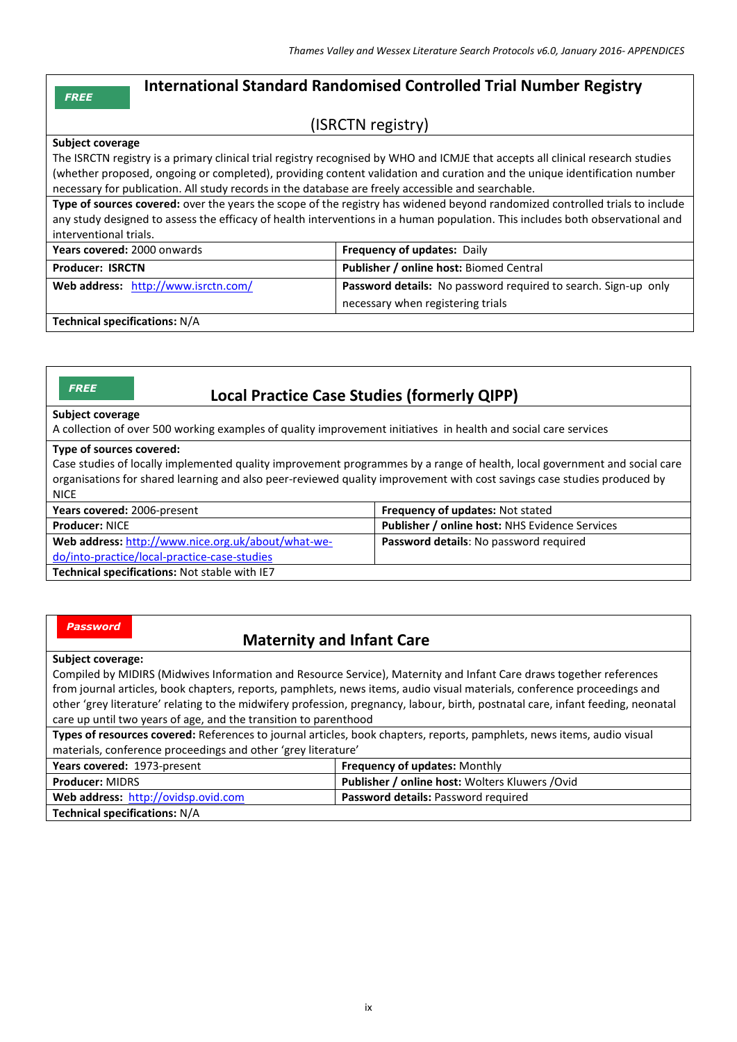**FREE**

## International Standard Randomised Controlled Trial Number Registry

(ISRCTN registry)

**Subject coverage**

The ISRCTN registry is a primary clinical trial registry recognised by WHO and ICMJE that accepts all clinical research studies (whether proposed, ongoing or completed), providing content validation and curation and the unique identification number necessary for publication. All study records in the database are freely accessible and searchable.

**Type of sources covered:** over the years the scope of the registry has widened beyond randomized controlled trials to include any study designed to assess the efficacy of health interventions in a human population. This includes both observational and interventional trials.

| | |
|---|---|
| **Years covered:** 2000 onwards | **Frequency of updates:** Daily |
| **Producer: ISRCTN** | **Publisher / online host:** Biomed Central |
| **Web address:** http://www.isrctn.com/ | **Password details:** No password required to search. Sign-up only necessary when registering trials |

**Technical specifications:** N/A

**FREE**

## Local Practice Case Studies (formerly QIPP)

**Subject coverage**

A collection of over 500 working examples of quality improvement initiatives in health and social care services

**Type of sources covered:**

Case studies of locally implemented quality improvement programmes by a range of health, local government and social care organisations for shared learning and also peer-reviewed quality improvement with cost savings case studies produced by NICE

| | |
|---|---|
| **Years covered:** 2006-present | **Frequency of updates:** Not stated |
| **Producer:** NICE | **Publisher / online host:** NHS Evidence Services |
| **Web address:** http://www.nice.org.uk/about/what-we-do/into-practice/local-practice-case-studies | **Password details**: No password required |

**Technical specifications:** Not stable with IE7

**Password**

## Maternity and Infant Care

**Subject coverage:**

Compiled by MIDIRS (Midwives Information and Resource Service), Maternity and Infant Care draws together references from journal articles, book chapters, reports, pamphlets, news items, audio visual materials, conference proceedings and other 'grey literature' relating to the midwifery profession, pregnancy, labour, birth, postnatal care, infant feeding, neonatal care up until two years of age, and the transition to parenthood

**Types of resources covered:** References to journal articles, book chapters, reports, pamphlets, news items, audio visual materials, conference proceedings and other 'grey literature'

| | |
|---|---|
| **Years covered:** 1973-present | **Frequency of updates:** Monthly |
| **Producer:** MIDRS | **Publisher / online host:** Wolters Kluwers /Ovid |
| **Web address:** http://ovidsp.ovid.com | **Password details:** Password required |

**Technical specifications:** N/A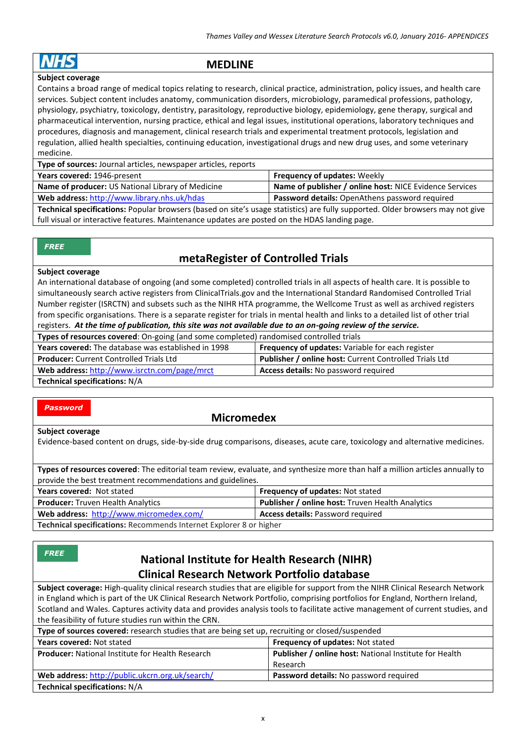NHS

## MEDLINE

**Subject coverage**

Contains a broad range of medical topics relating to research, clinical practice, administration, policy issues, and health care services. Subject content includes anatomy, communication disorders, microbiology, paramedical professions, pathology, physiology, psychiatry, toxicology, dentistry, parasitology, reproductive biology, epidemiology, gene therapy, surgical and pharmaceutical intervention, nursing practice, ethical and legal issues, institutional operations, laboratory techniques and procedures, diagnosis and management, clinical research trials and experimental treatment protocols, legislation and regulation, allied health specialties, continuing education, investigational drugs and new drug uses, and some veterinary medicine.

**Type of sources:** Journal articles, newspaper articles, reports

| | |
|---|---|
| **Years covered:** 1946-present | **Frequency of updates:** Weekly |
| **Name of producer:** US National Library of Medicine | **Name of publisher / online host:** NICE Evidence Services |
| **Web address:** http://www.library.nhs.uk/hdas | **Password details:** OpenAthens password required |

**Technical specifications:** Popular browsers (based on site's usage statistics) are fully supported. Older browsers may not give full visual or interactive features. Maintenance updates are posted on the HDAS landing page.

*FREE*

## metaRegister of Controlled Trials

**Subject coverage**

An international database of ongoing (and some completed) controlled trials in all aspects of health care. It is possible to simultaneously search active registers from ClinicalTrials.gov and the International Standard Randomised Controlled Trial Number register (ISRCTN) and subsets such as the NIHR HTA programme, the Wellcome Trust as well as archived registers from specific organisations. There is a separate register for trials in mental health and links to a detailed list of other trial registers. ***At the time of publication, this site was not available due to an on-going review of the service.***

**Types of resources covered**: On-going (and some completed) randomised controlled trials

| | |
|---|---|
| **Years covered:** The database was established in 1998 | **Frequency of updates:** Variable for each register |
| **Producer:** Current Controlled Trials Ltd | **Publisher / online host:** Current Controlled Trials Ltd |
| **Web address:** http://www.isrctn.com/page/mrct | **Access details:** No password required |

**Technical specifications:** N/A

*Password*

## Micromedex

**Subject coverage**

Evidence-based content on drugs, side-by-side drug comparisons, diseases, acute care, toxicology and alternative medicines.

**Types of resources covered**: The editorial team review, evaluate, and synthesize more than half a million articles annually to provide the best treatment recommendations and guidelines.

| | |
|---|---|
| **Years covered:** Not stated | **Frequency of updates:** Not stated |
| **Producer:** Truven Health Analytics | **Publisher / online host:** Truven Health Analytics |
| **Web address:** http://www.micromedex.com/ | **Access details:** Password required |

**Technical specifications:** Recommends Internet Explorer 8 or higher

*FREE*

## National Institute for Health Research (NIHR) Clinical Research Network Portfolio database

**Subject coverage:** High-quality clinical research studies that are eligible for support from the NIHR Clinical Research Network in England which is part of the UK Clinical Research Network Portfolio, comprising portfolios for England, Northern Ireland, Scotland and Wales. Captures activity data and provides analysis tools to facilitate active management of current studies, and the feasibility of future studies run within the CRN.

**Type of sources covered:** research studies that are being set up, recruiting or closed/suspended

| | |
|---|---|
| **Years covered:** Not stated | **Frequency of updates:** Not stated |
| **Producer:** National Institute for Health Research | **Publisher / online host:** National Institute for Health Research |
| **Web address:** http://public.ukcrn.org.uk/search/ | **Password details:** No password required |

**Technical specifications:** N/A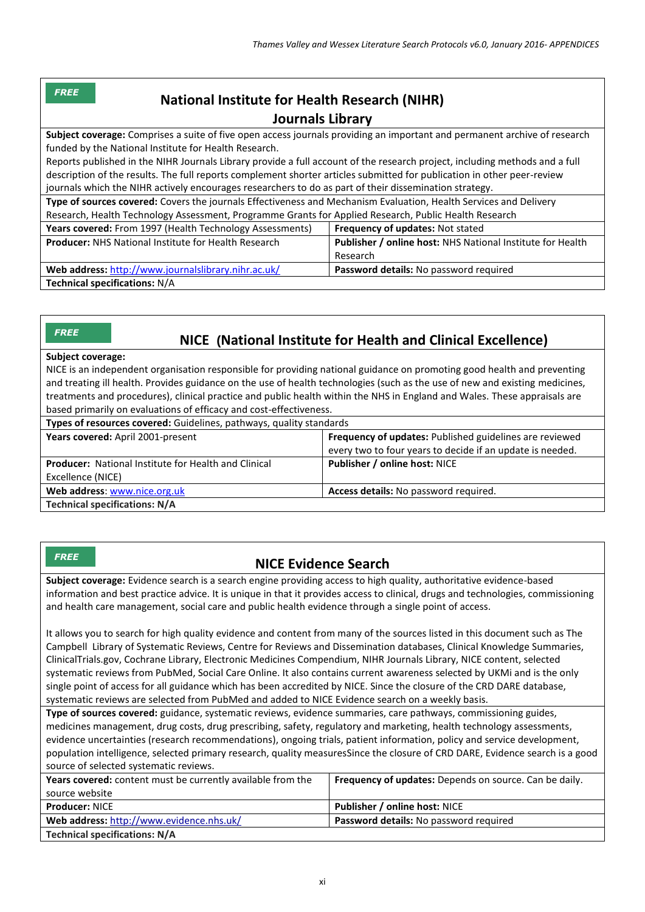**FREE**

## National Institute for Health Research (NIHR) Journals Library

**Subject coverage:** Comprises a suite of five open access journals providing an important and permanent archive of research funded by the National Institute for Health Research.
Reports published in the NIHR Journals Library provide a full account of the research project, including methods and a full description of the results. The full reports complement shorter articles submitted for publication in other peer-review journals which the NIHR actively encourages researchers to do as part of their dissemination strategy.

**Type of sources covered:** Covers the journals Effectiveness and Mechanism Evaluation, Health Services and Delivery Research, Health Technology Assessment, Programme Grants for Applied Research, Public Health Research

| | |
|---|---|
| **Years covered:** From 1997 (Health Technology Assessments) | **Frequency of updates:** Not stated |
| **Producer:** NHS National Institute for Health Research | **Publisher / online host:** NHS National Institute for Health Research |
| **Web address:** http://www.journalslibrary.nihr.ac.uk/ | **Password details:** No password required |

**Technical specifications:** N/A

**FREE**

## NICE (National Institute for Health and Clinical Excellence)

**Subject coverage:**
NICE is an independent organisation responsible for providing national guidance on promoting good health and preventing and treating ill health. Provides guidance on the use of health technologies (such as the use of new and existing medicines, treatments and procedures), clinical practice and public health within the NHS in England and Wales. These appraisals are based primarily on evaluations of efficacy and cost-effectiveness.

**Types of resources covered:** Guidelines, pathways, quality standards

| | |
|---|---|
| **Years covered:** April 2001-present | **Frequency of updates:** Published guidelines are reviewed every two to four years to decide if an update is needed. |
| **Producer:** National Institute for Health and Clinical Excellence (NICE) | **Publisher / online host:** NICE |
| **Web address**: www.nice.org.uk | **Access details:** No password required. |

**Technical specifications: N/A**

**FREE**

## NICE Evidence Search

**Subject coverage:** Evidence search is a search engine providing access to high quality, authoritative evidence-based information and best practice advice. It is unique in that it provides access to clinical, drugs and technologies, commissioning and health care management, social care and public health evidence through a single point of access.

It allows you to search for high quality evidence and content from many of the sources listed in this document such as The Campbell Library of Systematic Reviews, Centre for Reviews and Dissemination databases, Clinical Knowledge Summaries, ClinicalTrials.gov, Cochrane Library, Electronic Medicines Compendium, NIHR Journals Library, NICE content, selected systematic reviews from PubMed, Social Care Online. It also contains current awareness selected by UKMi and is the only single point of access for all guidance which has been accredited by NICE. Since the closure of the CRD DARE database, systematic reviews are selected from PubMed and added to NICE Evidence search on a weekly basis.

**Type of sources covered:** guidance, systematic reviews, evidence summaries, care pathways, commissioning guides, medicines management, drug costs, drug prescribing, safety, regulatory and marketing, health technology assessments, evidence uncertainties (research recommendations), ongoing trials, patient information, policy and service development, population intelligence, selected primary research, quality measuresSince the closure of CRD DARE, Evidence search is a good source of selected systematic reviews.

| | |
|---|---|
| **Years covered:** content must be currently available from the source website | **Frequency of updates:** Depends on source. Can be daily. |
| **Producer:** NICE | **Publisher / online host:** NICE |
| **Web address:** http://www.evidence.nhs.uk/ | **Password details:** No password required |

**Technical specifications: N/A**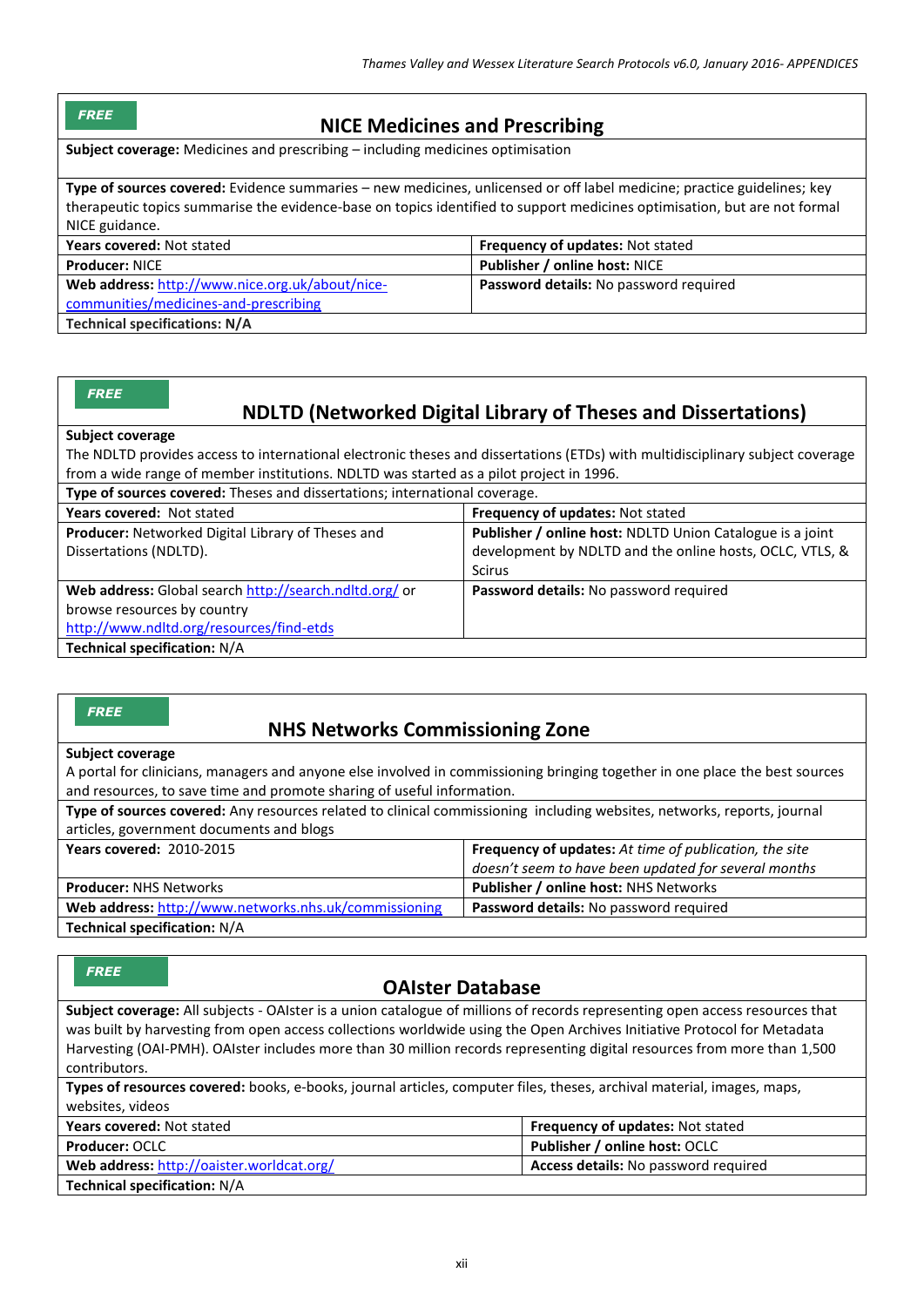**FREE**

## NICE Medicines and Prescribing

**Subject coverage:** Medicines and prescribing – including medicines optimisation

**Type of sources covered:** Evidence summaries – new medicines, unlicensed or off label medicine; practice guidelines; key therapeutic topics summarise the evidence-base on topics identified to support medicines optimisation, but are not formal NICE guidance.

| | |
|---|---|
| **Years covered:** Not stated | **Frequency of updates:** Not stated |
| **Producer:** NICE | **Publisher / online host:** NICE |
| **Web address:** http://www.nice.org.uk/about/nice-communities/medicines-and-prescribing | **Password details:** No password required |

**Technical specifications: N/A**

**FREE**

## NDLTD (Networked Digital Library of Theses and Dissertations)

**Subject coverage**
The NDLTD provides access to international electronic theses and dissertations (ETDs) with multidisciplinary subject coverage from a wide range of member institutions. NDLTD was started as a pilot project in 1996.

**Type of sources covered:** Theses and dissertations; international coverage.

| | |
|---|---|
| **Years covered:** Not stated | **Frequency of updates:** Not stated |
| **Producer:** Networked Digital Library of Theses and Dissertations (NDLTD). | **Publisher / online host:** NDLTD Union Catalogue is a joint development by NDLTD and the online hosts, OCLC, VTLS, & Scirus |
| **Web address:** Global search http://search.ndltd.org/ or browse resources by country http://www.ndltd.org/resources/find-etds | **Password details:** No password required |

**Technical specification:** N/A

**FREE**

## NHS Networks Commissioning Zone

**Subject coverage**
A portal for clinicians, managers and anyone else involved in commissioning bringing together in one place the best sources and resources, to save time and promote sharing of useful information.

**Type of sources covered:** Any resources related to clinical commissioning including websites, networks, reports, journal articles, government documents and blogs

| | |
|---|---|
| **Years covered:** 2010-2015 | **Frequency of updates:** *At time of publication, the site doesn't seem to have been updated for several months* |
| **Producer:** NHS Networks | **Publisher / online host:** NHS Networks |
| **Web address:** http://www.networks.nhs.uk/commissioning | **Password details:** No password required |

**Technical specification:** N/A

**FREE**

## OAIster Database

**Subject coverage:** All subjects - OAIster is a union catalogue of millions of records representing open access resources that was built by harvesting from open access collections worldwide using the Open Archives Initiative Protocol for Metadata Harvesting (OAI-PMH). OAIster includes more than 30 million records representing digital resources from more than 1,500 contributors.

**Types of resources covered:** books, e-books, journal articles, computer files, theses, archival material, images, maps, websites, videos

| | |
|---|---|
| **Years covered:** Not stated | **Frequency of updates:** Not stated |
| **Producer:** OCLC | **Publisher / online host:** OCLC |
| **Web address:** http://oaister.worldcat.org/ | **Access details:** No password required |

**Technical specification:** N/A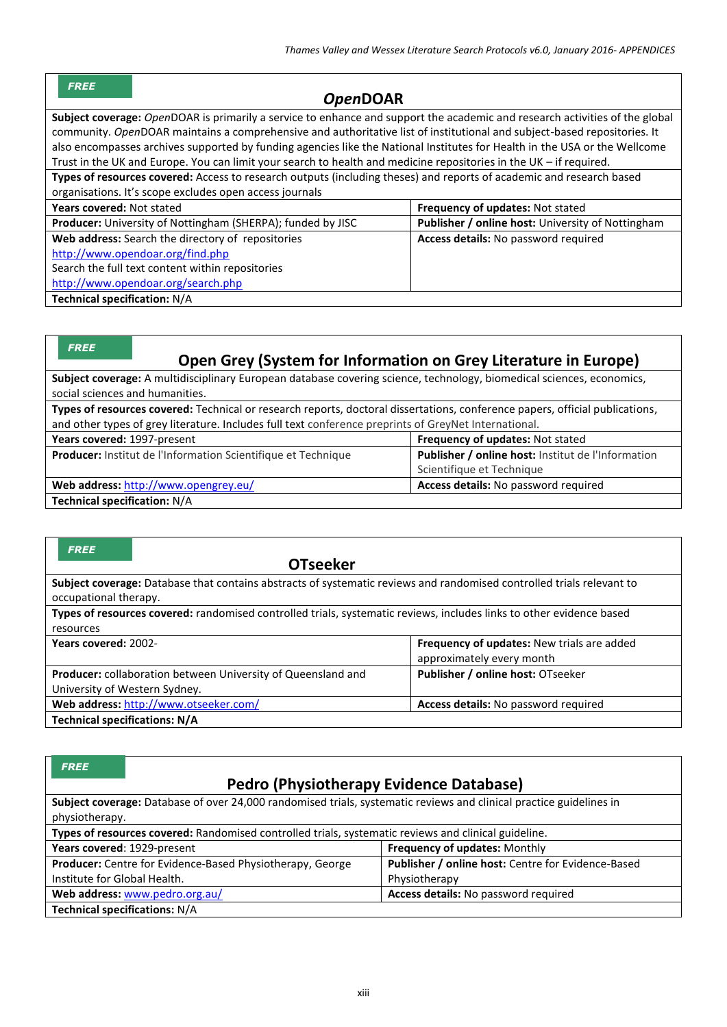**FREE**

## *Open*DOAR

| **Subject coverage:** *Open*DOAR is primarily a service to enhance and support the academic and research activities of the global community. *Open*DOAR maintains a comprehensive and authoritative list of institutional and subject-based repositories. It also encompasses archives supported by funding agencies like the National Institutes for Health in the USA or the Wellcome Trust in the UK and Europe. You can limit your search to health and medicine repositories in the UK – if required. | |
|---|---|
| **Types of resources covered:** Access to research outputs (including theses) and reports of academic and research based organisations. It's scope excludes open access journals | |
| **Years covered:** Not stated | **Frequency of updates:** Not stated |
| **Producer:** University of Nottingham (SHERPA); funded by JISC | **Publisher / online host:** University of Nottingham |
| **Web address:** Search the directory of repositories http://www.opendoar.org/find.php Search the full text content within repositories http://www.opendoar.org/search.php | **Access details:** No password required |
| **Technical specification:** N/A | |

**FREE**

## Open Grey (System for Information on Grey Literature in Europe)

| **Subject coverage:** A multidisciplinary European database covering science, technology, biomedical sciences, economics, social sciences and humanities. | |
|---|---|
| **Types of resources covered:** Technical or research reports, doctoral dissertations, conference papers, official publications, and other types of grey literature. Includes full text conference preprints of GreyNet International. | |
| **Years covered:** 1997-present | **Frequency of updates:** Not stated |
| **Producer:** Institut de l'Information Scientifique et Technique | **Publisher / online host:** Institut de l'Information Scientifique et Technique |
| **Web address:** http://www.opengrey.eu/ | **Access details:** No password required |
| **Technical specification:** N/A | |

**FREE**

## OTseeker

| **Subject coverage:** Database that contains abstracts of systematic reviews and randomised controlled trials relevant to occupational therapy. | |
|---|---|
| **Types of resources covered:** randomised controlled trials, systematic reviews, includes links to other evidence based resources | |
| **Years covered:** 2002- | **Frequency of updates:** New trials are added approximately every month |
| **Producer:** collaboration between University of Queensland and University of Western Sydney. | **Publisher / online host:** OTseeker |
| **Web address:** http://www.otseeker.com/ | **Access details:** No password required |
| **Technical specifications: N/A** | |

**FREE**

## Pedro (Physiotherapy Evidence Database)

| **Subject coverage:** Database of over 24,000 randomised trials, systematic reviews and clinical practice guidelines in physiotherapy. | |
|---|---|
| **Types of resources covered:** Randomised controlled trials, systematic reviews and clinical guideline. | |
| **Years covered**: 1929-present | **Frequency of updates:** Monthly |
| **Producer:** Centre for Evidence-Based Physiotherapy, George Institute for Global Health. | **Publisher / online host:** Centre for Evidence-Based Physiotherapy |
| **Web address:** www.pedro.org.au/ | **Access details:** No password required |
| **Technical specifications:** N/A | |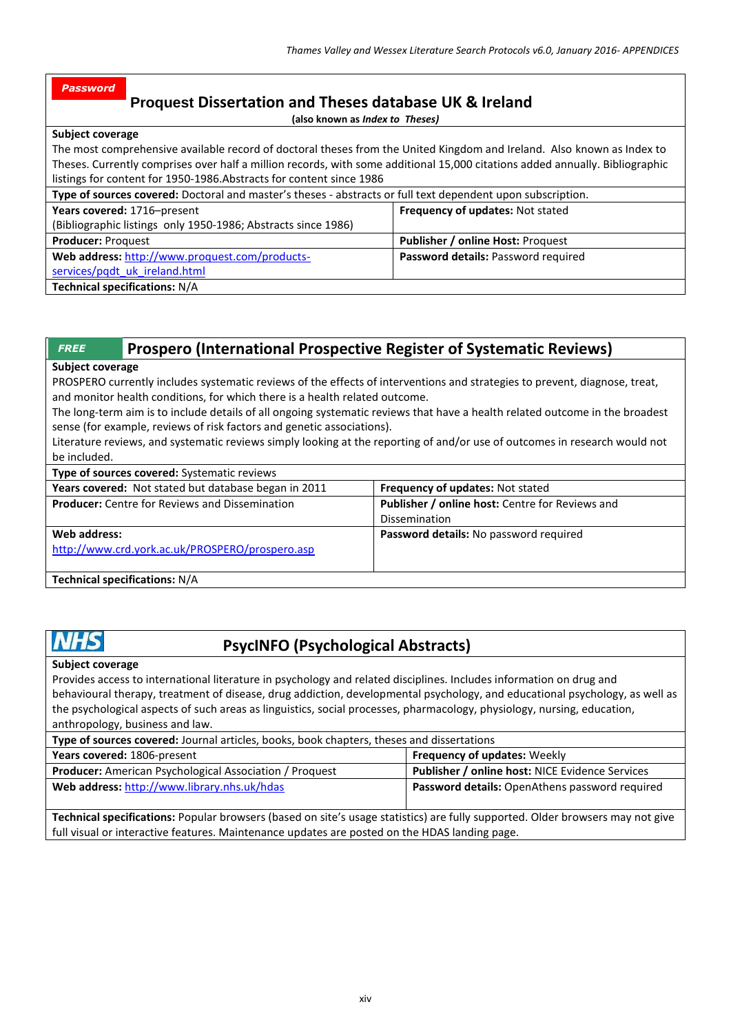**Password**

## Proquest Dissertation and Theses database UK & Ireland

(also known as *Index to Theses)*

**Subject coverage**

The most comprehensive available record of doctoral theses from the United Kingdom and Ireland. Also known as Index to Theses. Currently comprises over half a million records, with some additional 15,000 citations added annually. Bibliographic listings for content for 1950-1986.Abstracts for content since 1986

**Type of sources covered:** Doctoral and master's theses - abstracts or full text dependent upon subscription.

| | |
|---|---|
| **Years covered:** 1716–present (Bibliographic listings only 1950-1986; Abstracts since 1986) | **Frequency of updates:** Not stated |
| **Producer:** Proquest | **Publisher / online Host:** Proquest |
| **Web address:** http://www.proquest.com/products-services/pqdt_uk_ireland.html | **Password details:** Password required |

**Technical specifications:** N/A

**FREE**

## Prospero (International Prospective Register of Systematic Reviews)

**Subject coverage**

PROSPERO currently includes systematic reviews of the effects of interventions and strategies to prevent, diagnose, treat, and monitor health conditions, for which there is a health related outcome.

The long-term aim is to include details of all ongoing systematic reviews that have a health related outcome in the broadest sense (for example, reviews of risk factors and genetic associations).

Literature reviews, and systematic reviews simply looking at the reporting of and/or use of outcomes in research would not be included.

**Type of sources covered:** Systematic reviews

| | |
|---|---|
| **Years covered:** Not stated but database began in 2011 | **Frequency of updates:** Not stated |
| **Producer:** Centre for Reviews and Dissemination | **Publisher / online host:** Centre for Reviews and Dissemination |
| **Web address:** http://www.crd.york.ac.uk/PROSPERO/prospero.asp | **Password details:** No password required |

**Technical specifications:** N/A

**NHS**

## PsycINFO (Psychological Abstracts)

**Subject coverage**

Provides access to international literature in psychology and related disciplines. Includes information on drug and behavioural therapy, treatment of disease, drug addiction, developmental psychology, and educational psychology, as well as the psychological aspects of such areas as linguistics, social processes, pharmacology, physiology, nursing, education, anthropology, business and law.

**Type of sources covered:** Journal articles, books, book chapters, theses and dissertations

| | |
|---|---|
| **Years covered:** 1806-present | **Frequency of updates:** Weekly |
| **Producer:** American Psychological Association / Proquest | **Publisher / online host:** NICE Evidence Services |
| **Web address:** http://www.library.nhs.uk/hdas | **Password details:** OpenAthens password required |

**Technical specifications:** Popular browsers (based on site's usage statistics) are fully supported. Older browsers may not give full visual or interactive features. Maintenance updates are posted on the HDAS landing page.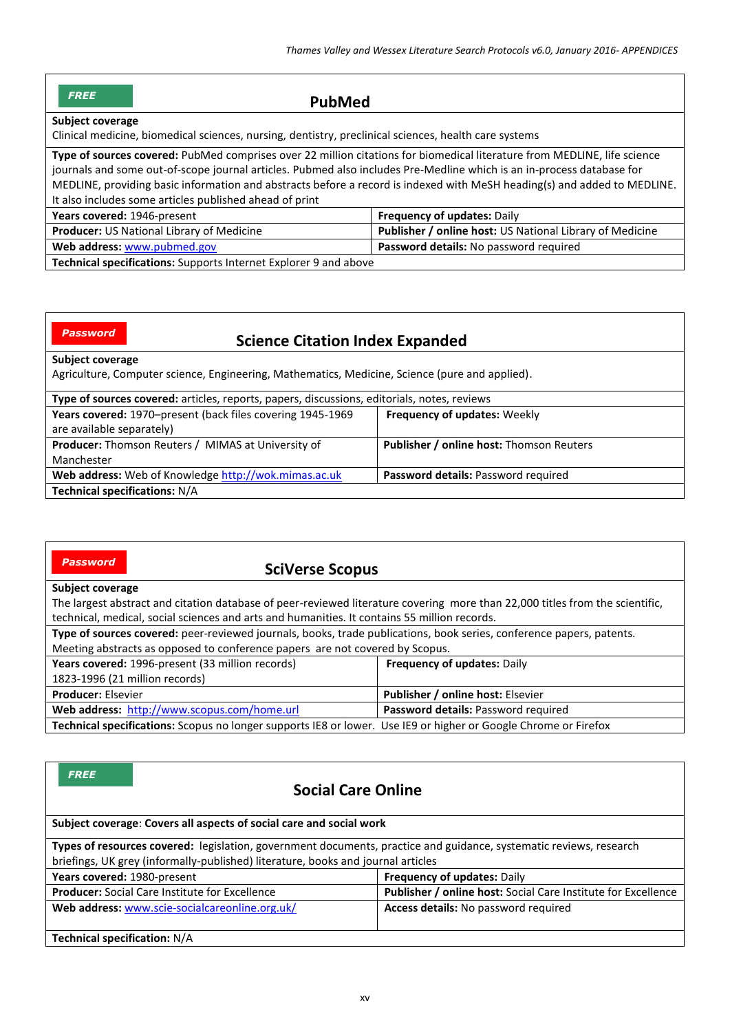**FREE**

## PubMed

| | |
|---|---|
| **Subject coverage**<br>Clinical medicine, biomedical sciences, nursing, dentistry, preclinical sciences, health care systems | |
| **Type of sources covered:** PubMed comprises over 22 million citations for biomedical literature from MEDLINE, life science journals and some out-of-scope journal articles. Pubmed also includes Pre-Medline which is an in-process database for MEDLINE, providing basic information and abstracts before a record is indexed with MeSH heading(s) and added to MEDLINE. It also includes some articles published ahead of print | |
| **Years covered:** 1946-present | **Frequency of updates:** Daily |
| **Producer:** US National Library of Medicine | **Publisher / online host:** US National Library of Medicine |
| **Web address:** www.pubmed.gov | **Password details:** No password required |
| **Technical specifications:** Supports Internet Explorer 9 and above | |

**Password**

## Science Citation Index Expanded

| | |
|---|---|
| **Subject coverage**<br>Agriculture, Computer science, Engineering, Mathematics, Medicine, Science (pure and applied). | |
| **Type of sources covered:** articles, reports, papers, discussions, editorials, notes, reviews | |
| **Years covered:** 1970–present (back files covering 1945-1969 are available separately) | **Frequency of updates:** Weekly |
| **Producer:** Thomson Reuters / MIMAS at University of Manchester | **Publisher / online host:** Thomson Reuters |
| **Web address:** Web of Knowledge http://wok.mimas.ac.uk | **Password details:** Password required |
| **Technical specifications:** N/A | |

**Password**

## SciVerse Scopus

| | |
|---|---|
| **Subject coverage**<br>The largest abstract and citation database of peer-reviewed literature covering more than 22,000 titles from the scientific, technical, medical, social sciences and arts and humanities. It contains 55 million records. | |
| **Type of sources covered:** peer-reviewed journals, books, trade publications, book series, conference papers, patents. Meeting abstracts as opposed to conference papers are not covered by Scopus. | |
| **Years covered:** 1996-present (33 million records)<br>1823-1996 (21 million records) | **Frequency of updates:** Daily |
| **Producer:** Elsevier | **Publisher / online host:** Elsevier |
| **Web address:** http://www.scopus.com/home.url | **Password details:** Password required |
| **Technical specifications:** Scopus no longer supports IE8 or lower. Use IE9 or higher or Google Chrome or Firefox | |

**FREE**

## Social Care Online

| | |
|---|---|
| **Subject coverage**: **Covers all aspects of social care and social work** | |
| **Types of resources covered:** legislation, government documents, practice and guidance, systematic reviews, research briefings, UK grey (informally-published) literature, books and journal articles | |
| **Years covered:** 1980-present | **Frequency of updates:** Daily |
| **Producer:** Social Care Institute for Excellence | **Publisher / online host:** Social Care Institute for Excellence |
| **Web address:** www.scie-socialcareonline.org.uk/ | **Access details:** No password required |
| **Technical specification:** N/A | |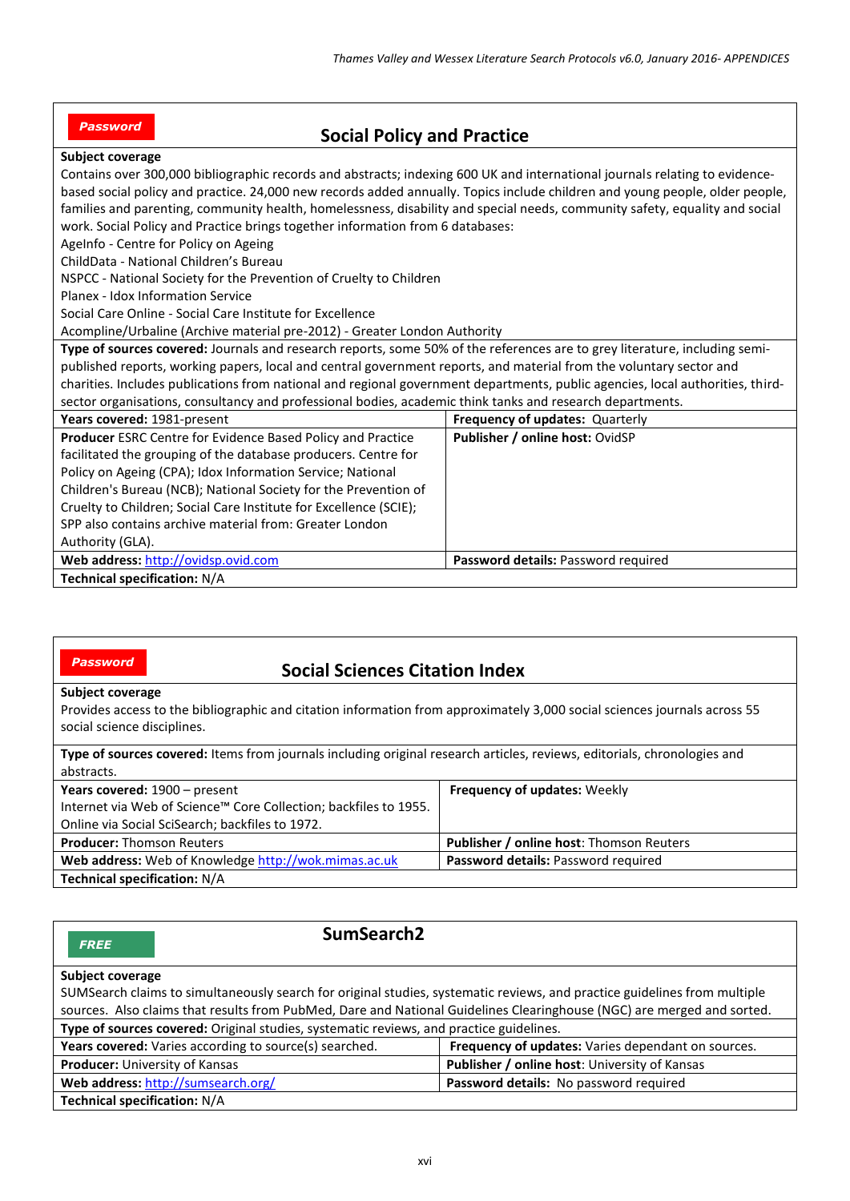**Password**

## Social Policy and Practice

| **Subject coverage** | |
|---|---|
| Contains over 300,000 bibliographic records and abstracts; indexing 600 UK and international journals relating to evidence-based social policy and practice. 24,000 new records added annually. Topics include children and young people, older people, families and parenting, community health, homelessness, disability and special needs, community safety, equality and social work. Social Policy and Practice brings together information from 6 databases:<br>AgeInfo - Centre for Policy on Ageing<br>ChildData - National Children's Bureau<br>NSPCC - National Society for the Prevention of Cruelty to Children<br>Planex - Idox Information Service<br>Social Care Online - Social Care Institute for Excellence<br>Acompline/Urbaline (Archive material pre-2012) - Greater London Authority | |
| **Type of sources covered:** Journals and research reports, some 50% of the references are to grey literature, including semi-published reports, working papers, local and central government reports, and material from the voluntary sector and charities. Includes publications from national and regional government departments, public agencies, local authorities, third-sector organisations, consultancy and professional bodies, academic think tanks and research departments. | |
| **Years covered:** 1981-present | **Frequency of updates:** Quarterly |
| **Producer** ESRC Centre for Evidence Based Policy and Practice facilitated the grouping of the database producers. Centre for Policy on Ageing (CPA); Idox Information Service; National Children's Bureau (NCB); National Society for the Prevention of Cruelty to Children; Social Care Institute for Excellence (SCIE); SPP also contains archive material from: Greater London Authority (GLA). | **Publisher / online host:** OvidSP |
| **Web address:** http://ovidsp.ovid.com | **Password details:** Password required |
| **Technical specification:** N/A | |

**Password**

## Social Sciences Citation Index

| **Subject coverage** | |
|---|---|
| Provides access to the bibliographic and citation information from approximately 3,000 social sciences journals across 55 social science disciplines. | |
| **Type of sources covered:** Items from journals including original research articles, reviews, editorials, chronologies and abstracts. | |
| **Years covered:** 1900 – present<br>Internet via Web of Science™ Core Collection; backfiles to 1955.<br>Online via Social SciSearch; backfiles to 1972. | **Frequency of updates:** Weekly |
| **Producer:** Thomson Reuters | **Publisher / online host**: Thomson Reuters |
| **Web address:** Web of Knowledge http://wok.mimas.ac.uk | **Password details:** Password required |
| **Technical specification:** N/A | |

**FREE**

## SumSearch2

| **Subject coverage** | |
|---|---|
| SUMSearch claims to simultaneously search for original studies, systematic reviews, and practice guidelines from multiple sources. Also claims that results from PubMed, Dare and National Guidelines Clearinghouse (NGC) are merged and sorted. | |
| **Type of sources covered:** Original studies, systematic reviews, and practice guidelines. | |
| **Years covered:** Varies according to source(s) searched. | **Frequency of updates:** Varies dependant on sources. |
| **Producer:** University of Kansas | **Publisher / online host**: University of Kansas |
| **Web address:** http://sumsearch.org/ | **Password details:** No password required |
| **Technical specification:** N/A | |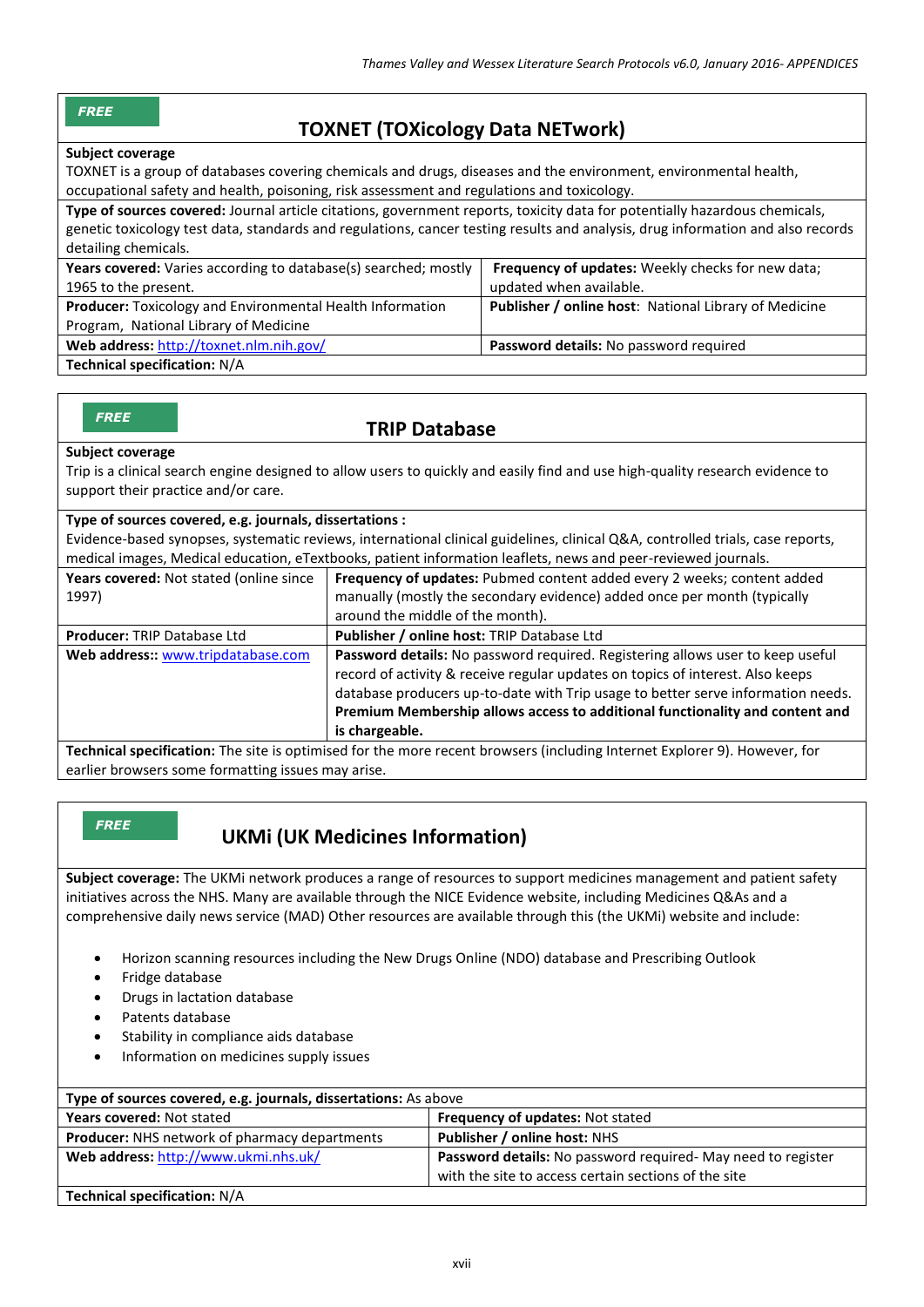*FREE*

## TOXNET (TOXicology Data NETwork)

**Subject coverage**

TOXNET is a group of databases covering chemicals and drugs, diseases and the environment, environmental health, occupational safety and health, poisoning, risk assessment and regulations and toxicology.

**Type of sources covered:** Journal article citations, government reports, toxicity data for potentially hazardous chemicals, genetic toxicology test data, standards and regulations, cancer testing results and analysis, drug information and also records detailing chemicals.

| | |
|---|---|
| **Years covered:** Varies according to database(s) searched; mostly 1965 to the present. | **Frequency of updates:** Weekly checks for new data; updated when available. |
| **Producer:** Toxicology and Environmental Health Information Program, National Library of Medicine | **Publisher / online host**: National Library of Medicine |
| **Web address:** [http://toxnet.nlm.nih.gov/](http://toxnet.nlm.nih.gov/) | **Password details:** No password required |

**Technical specification:** N/A

*FREE*

## TRIP Database

**Subject coverage**

Trip is a clinical search engine designed to allow users to quickly and easily find and use high-quality research evidence to support their practice and/or care.

**Type of sources covered, e.g. journals, dissertations :**

Evidence-based synopses, systematic reviews, international clinical guidelines, clinical Q&A, controlled trials, case reports, medical images, Medical education, eTextbooks, patient information leaflets, news and peer-reviewed journals.

| | |
|---|---|
| **Years covered:** Not stated (online since 1997) | **Frequency of updates:** Pubmed content added every 2 weeks; content added manually (mostly the secondary evidence) added once per month (typically around the middle of the month). |
| **Producer:** TRIP Database Ltd | **Publisher / online host:** TRIP Database Ltd |
| **Web address::** [www.tripdatabase.com](http://www.tripdatabase.com) | **Password details:** No password required. Registering allows user to keep useful record of activity & receive regular updates on topics of interest. Also keeps database producers up-to-date with Trip usage to better serve information needs. **Premium Membership allows access to additional functionality and content and is chargeable.** |

**Technical specification:** The site is optimised for the more recent browsers (including Internet Explorer 9). However, for earlier browsers some formatting issues may arise.

*FREE*

## UKMi (UK Medicines Information)

**Subject coverage:** The UKMi network produces a range of resources to support medicines management and patient safety initiatives across the NHS. Many are available through the NICE Evidence website, including Medicines Q&As and a comprehensive daily news service (MAD) Other resources are available through this (the UKMi) website and include:

- Horizon scanning resources including the New Drugs Online (NDO) database and Prescribing Outlook
- Fridge database
- Drugs in lactation database
- Patents database
- Stability in compliance aids database
- Information on medicines supply issues

**Type of sources covered, e.g. journals, dissertations:** As above

| | |
|---|---|
| **Years covered:** Not stated | **Frequency of updates:** Not stated |
| **Producer:** NHS network of pharmacy departments | **Publisher / online host:** NHS |
| **Web address:** [http://www.ukmi.nhs.uk/](http://www.ukmi.nhs.uk/) | **Password details:** No password required- May need to register with the site to access certain sections of the site |

**Technical specification:** N/A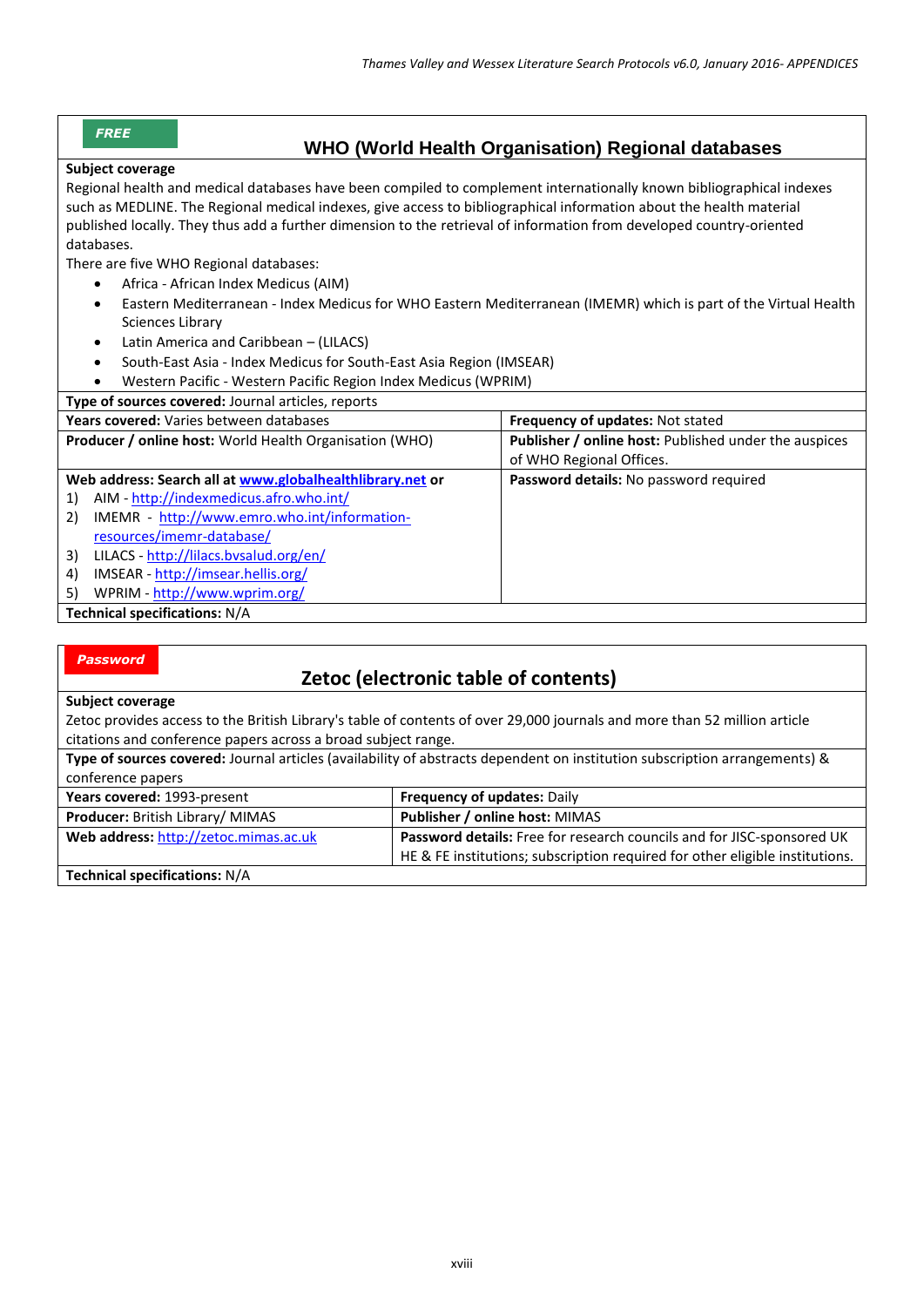**FREE**

## WHO (World Health Organisation) Regional databases

**Subject coverage**

Regional health and medical databases have been compiled to complement internationally known bibliographical indexes such as MEDLINE. The Regional medical indexes, give access to bibliographical information about the health material published locally. They thus add a further dimension to the retrieval of information from developed country-oriented databases.

There are five WHO Regional databases:

- Africa - African Index Medicus (AIM)
- Eastern Mediterranean - Index Medicus for WHO Eastern Mediterranean (IMEMR) which is part of the Virtual Health Sciences Library
- Latin America and Caribbean – (LILACS)
- South-East Asia - Index Medicus for South-East Asia Region (IMSEAR)
- Western Pacific - Western Pacific Region Index Medicus (WPRIM)

**Type of sources covered:** Journal articles, reports

| | |
|---|---|
| **Years covered:** Varies between databases | **Frequency of updates:** Not stated |
| **Producer / online host:** World Health Organisation (WHO) | **Publisher / online host:** Published under the auspices of WHO Regional Offices. |
| **Web address: Search all at www.globalhealthlibrary.net or**<br>1) AIM - http://indexmedicus.afro.who.int/<br>2) IMEMR - http://www.emro.who.int/information-resources/imemr-database/<br>3) LILACS - http://lilacs.bvsalud.org/en/<br>4) IMSEAR - http://imsear.hellis.org/<br>5) WPRIM - http://www.wprim.org/ | **Password details:** No password required |

**Technical specifications:** N/A

**Password**

## Zetoc (electronic table of contents)

**Subject coverage**

Zetoc provides access to the British Library's table of contents of over 29,000 journals and more than 52 million article citations and conference papers across a broad subject range.

**Type of sources covered:** Journal articles (availability of abstracts dependent on institution subscription arrangements) & conference papers

| | |
|---|---|
| **Years covered:** 1993-present | **Frequency of updates:** Daily |
| **Producer:** British Library/ MIMAS | **Publisher / online host:** MIMAS |
| **Web address:** http://zetoc.mimas.ac.uk | **Password details:** Free for research councils and for JISC-sponsored UK HE & FE institutions; subscription required for other eligible institutions. |

**Technical specifications:** N/A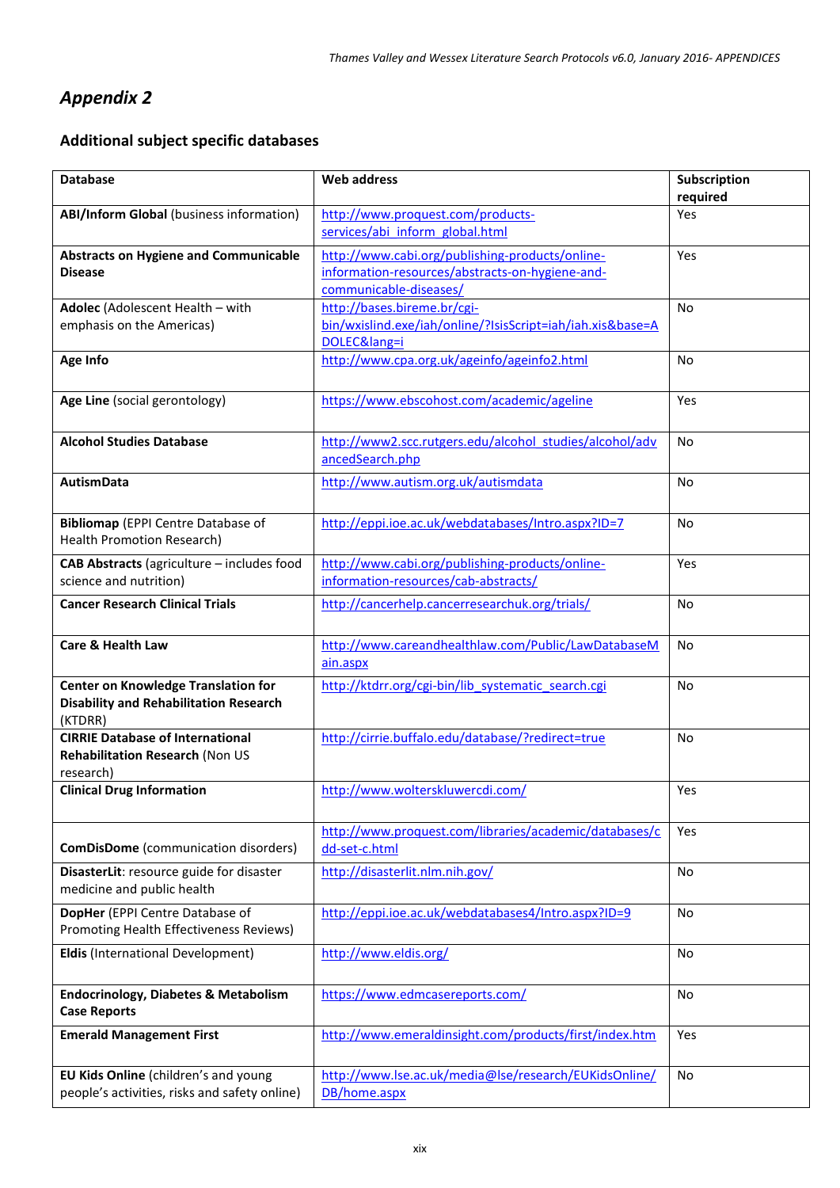## *Appendix 2*

### Additional subject specific databases

| Database | Web address | Subscription required |
|---|---|---|
| **ABI/Inform Global** (business information) | http://www.proquest.com/products-services/abi_inform_global.html | Yes |
| **Abstracts on Hygiene and Communicable Disease** | http://www.cabi.org/publishing-products/online-information-resources/abstracts-on-hygiene-and-communicable-diseases/ | Yes |
| **Adolec** (Adolescent Health – with emphasis on the Americas) | http://bases.bireme.br/cgi-bin/wxislind.exe/iah/online/?IsisScript=iah/iah.xis&base=ADOLEC&lang=i | No |
| **Age Info** | http://www.cpa.org.uk/ageinfo/ageinfo2.html | No |
| **Age Line** (social gerontology) | https://www.ebscohost.com/academic/ageline | Yes |
| **Alcohol Studies Database** | http://www2.scc.rutgers.edu/alcohol_studies/alcohol/advancedSearch.php | No |
| **AutismData** | http://www.autism.org.uk/autismdata | No |
| **Bibliomap** (EPPI Centre Database of Health Promotion Research) | http://eppi.ioe.ac.uk/webdatabases/Intro.aspx?ID=7 | No |
| **CAB Abstracts** (agriculture – includes food science and nutrition) | http://www.cabi.org/publishing-products/online-information-resources/cab-abstracts/ | Yes |
| **Cancer Research Clinical Trials** | http://cancerhelp.cancerresearchuk.org/trials/ | No |
| **Care & Health Law** | http://www.careandhealthlaw.com/Public/LawDatabaseMain.aspx | No |
| **Center on Knowledge Translation for Disability and Rehabilitation Research** (KTDRR) | http://ktdrr.org/cgi-bin/lib_systematic_search.cgi | No |
| **CIRRIE Database of International Rehabilitation Research** (Non US research) | http://cirrie.buffalo.edu/database/?redirect=true | No |
| **Clinical Drug Information** | http://www.wolterskluwercdi.com/ | Yes |
| **ComDisDome** (communication disorders) | http://www.proquest.com/libraries/academic/databases/cdd-set-c.html | Yes |
| **DisasterLit**: resource guide for disaster medicine and public health | http://disasterlit.nlm.nih.gov/ | No |
| **DopHer** (EPPI Centre Database of Promoting Health Effectiveness Reviews) | http://eppi.ioe.ac.uk/webdatabases4/Intro.aspx?ID=9 | No |
| **Eldis** (International Development) | http://www.eldis.org/ | No |
| **Endocrinology, Diabetes & Metabolism Case Reports** | https://www.edmcasereports.com/ | No |
| **Emerald Management First** | http://www.emeraldinsight.com/products/first/index.htm | Yes |
| **EU Kids Online** (children's and young people's activities, risks and safety online) | http://www.lse.ac.uk/media@lse/research/EUKidsOnline/DB/home.aspx | No |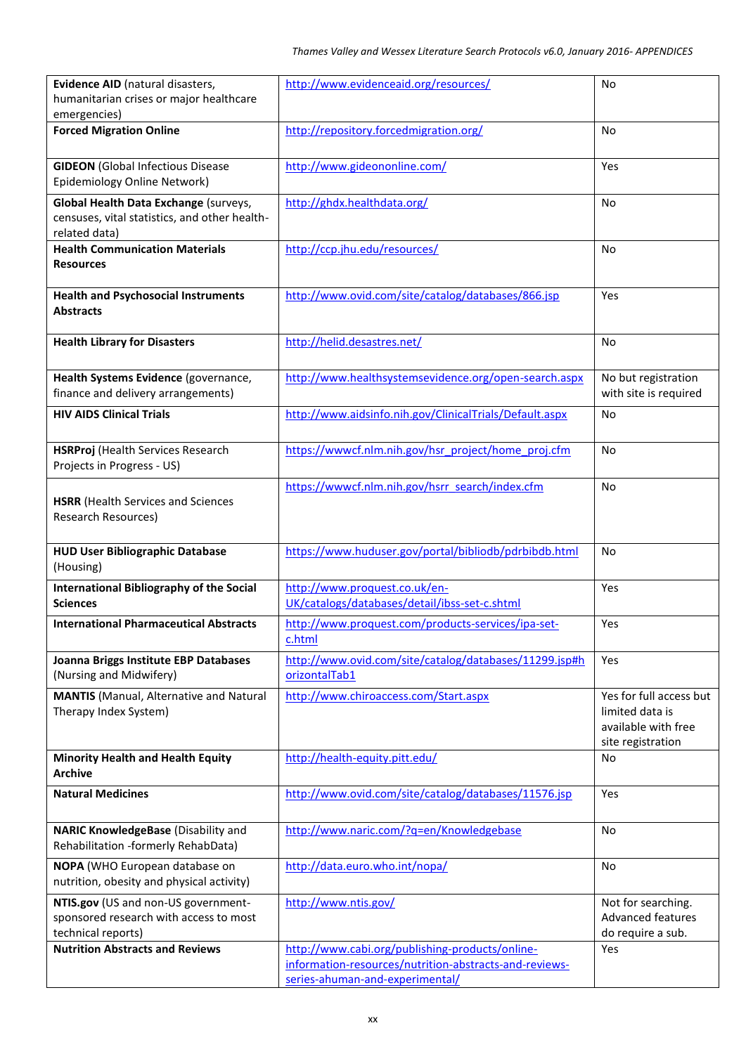| **Evidence AID** (natural disasters, humanitarian crises or major healthcare emergencies) | http://www.evidenceaid.org/resources/ | No |
|---|---|---|
| **Forced Migration Online** | http://repository.forcedmigration.org/ | No |
| **GIDEON** (Global Infectious Disease Epidemiology Online Network) | http://www.gideononline.com/ | Yes |
| **Global Health Data Exchange** (surveys, censuses, vital statistics, and other health-related data) | http://ghdx.healthdata.org/ | No |
| **Health Communication Materials Resources** | http://ccp.jhu.edu/resources/ | No |
| **Health and Psychosocial Instruments Abstracts** | http://www.ovid.com/site/catalog/databases/866.jsp | Yes |
| **Health Library for Disasters** | http://helid.desastres.net/ | No |
| **Health Systems Evidence** (governance, finance and delivery arrangements) | http://www.healthsystemsevidence.org/open-search.aspx | No but registration with site is required |
| **HIV AIDS Clinical Trials** | http://www.aidsinfo.nih.gov/ClinicalTrials/Default.aspx | No |
| **HSRProj** (Health Services Research Projects in Progress - US) | https://wwwcf.nlm.nih.gov/hsr_project/home_proj.cfm | No |
| **HSRR** (Health Services and Sciences Research Resources) | https://wwwcf.nlm.nih.gov/hsrr_search/index.cfm | No |
| **HUD User Bibliographic Database** (Housing) | https://www.huduser.gov/portal/bibliodb/pdrbibdb.html | No |
| **International Bibliography of the Social Sciences** | http://www.proquest.co.uk/en-UK/catalogs/databases/detail/ibss-set-c.shtml | Yes |
| **International Pharmaceutical Abstracts** | http://www.proquest.com/products-services/ipa-set-c.html | Yes |
| **Joanna Briggs Institute EBP Databases** (Nursing and Midwifery) | http://www.ovid.com/site/catalog/databases/11299.jsp#horizontalTab1 | Yes |
| **MANTIS** (Manual, Alternative and Natural Therapy Index System) | http://www.chiroaccess.com/Start.aspx | Yes for full access but limited data is available with free site registration |
| **Minority Health and Health Equity Archive** | http://health-equity.pitt.edu/ | No |
| **Natural Medicines** | http://www.ovid.com/site/catalog/databases/11576.jsp | Yes |
| **NARIC KnowledgeBase** (Disability and Rehabilitation -formerly RehabData) | http://www.naric.com/?q=en/Knowledgebase | No |
| **NOPA** (WHO European database on nutrition, obesity and physical activity) | http://data.euro.who.int/nopa/ | No |
| **NTIS.gov** (US and non-US government-sponsored research with access to most technical reports) | http://www.ntis.gov/ | Not for searching. Advanced features do require a sub. |
| **Nutrition Abstracts and Reviews** | http://www.cabi.org/publishing-products/online-information-resources/nutrition-abstracts-and-reviews-series-ahuman-and-experimental/ | Yes |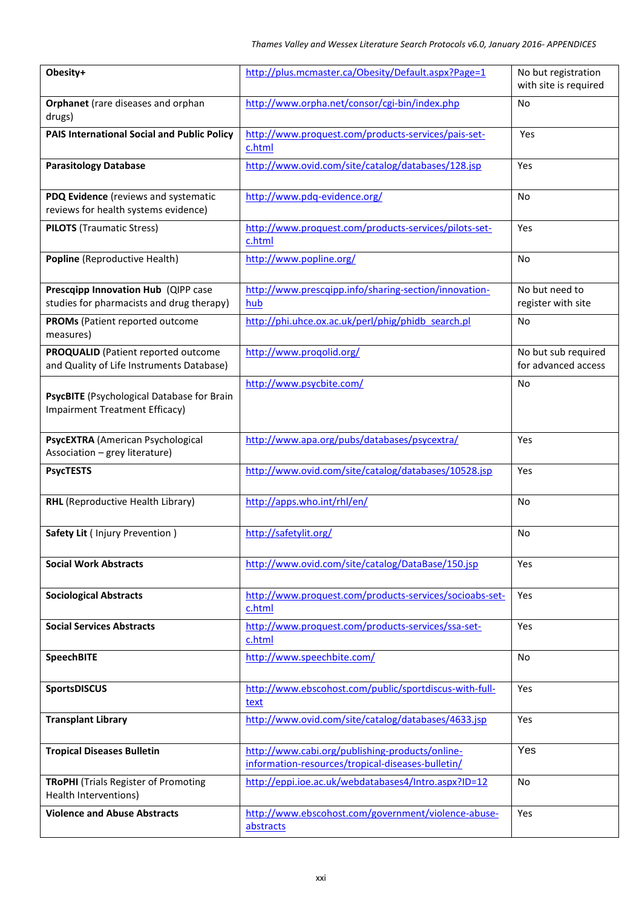| | | |
|---|---|---|
| **Obesity+** | http://plus.mcmaster.ca/Obesity/Default.aspx?Page=1 | No but registration with site is required |
| **Orphanet** (rare diseases and orphan drugs) | http://www.orpha.net/consor/cgi-bin/index.php | No |
| **PAIS International Social and Public Policy** | http://www.proquest.com/products-services/pais-set-c.html | Yes |
| **Parasitology Database** | http://www.ovid.com/site/catalog/databases/128.jsp | Yes |
| **PDQ Evidence** (reviews and systematic reviews for health systems evidence) | http://www.pdq-evidence.org/ | No |
| **PILOTS** (Traumatic Stress) | http://www.proquest.com/products-services/pilots-set-c.html | Yes |
| **Popline** (Reproductive Health) | http://www.popline.org/ | No |
| **Prescqipp Innovation Hub** (QIPP case studies for pharmacists and drug therapy) | http://www.prescqipp.info/sharing-section/innovation-hub | No but need to register with site |
| **PROMs** (Patient reported outcome measures) | http://phi.uhce.ox.ac.uk/perl/phig/phidb_search.pl | No |
| **PROQUALID** (Patient reported outcome and Quality of Life Instruments Database) | http://www.proqolid.org/ | No but sub required for advanced access |
| **PsycBITE** (Psychological Database for Brain Impairment Treatment Efficacy) | http://www.psycbite.com/ | No |
| **PsycEXTRA** (American Psychological Association – grey literature) | http://www.apa.org/pubs/databases/psycextra/ | Yes |
| **PsycTESTS** | http://www.ovid.com/site/catalog/databases/10528.jsp | Yes |
| **RHL** (Reproductive Health Library) | http://apps.who.int/rhl/en/ | No |
| **Safety Lit** ( Injury Prevention ) | http://safetylit.org/ | No |
| **Social Work Abstracts** | http://www.ovid.com/site/catalog/DataBase/150.jsp | Yes |
| **Sociological Abstracts** | http://www.proquest.com/products-services/socioabs-set-c.html | Yes |
| **Social Services Abstracts** | http://www.proquest.com/products-services/ssa-set-c.html | Yes |
| **SpeechBITE** | http://www.speechbite.com/ | No |
| **SportsDISCUS** | http://www.ebscohost.com/public/sportdiscus-with-full-text | Yes |
| **Transplant Library** | http://www.ovid.com/site/catalog/databases/4633.jsp | Yes |
| **Tropical Diseases Bulletin** | http://www.cabi.org/publishing-products/online-information-resources/tropical-diseases-bulletin/ | Yes |
| **TRoPHI** (Trials Register of Promoting Health Interventions) | http://eppi.ioe.ac.uk/webdatabases4/Intro.aspx?ID=12 | No |
| **Violence and Abuse Abstracts** | http://www.ebscohost.com/government/violence-abuse-abstracts | Yes |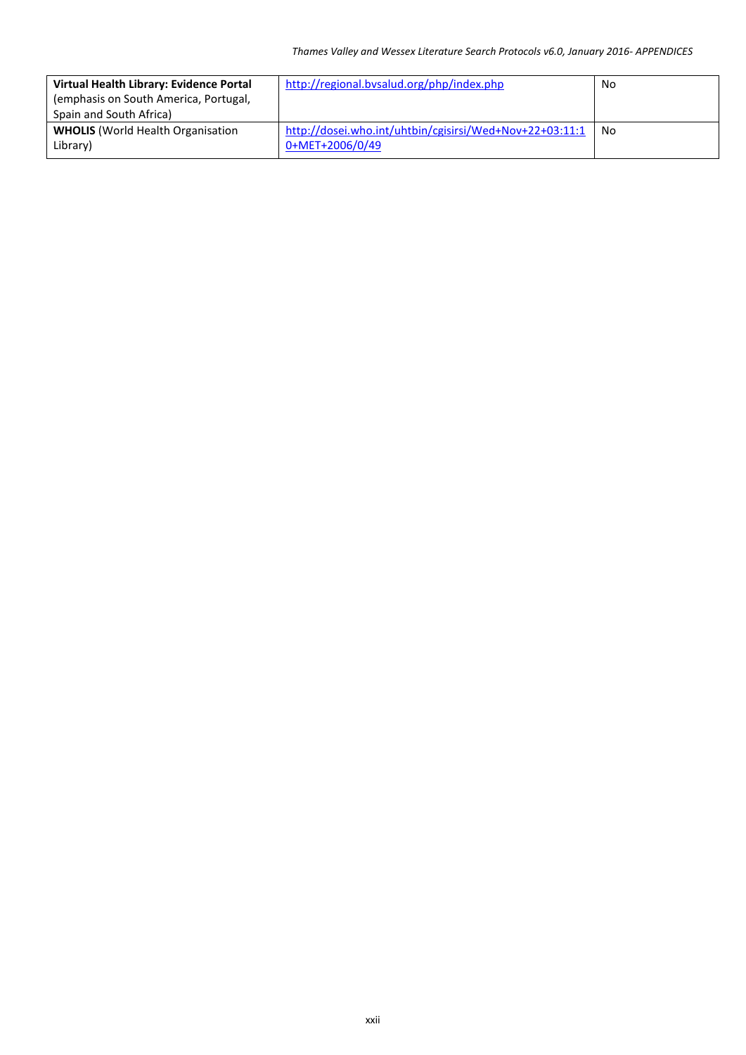| **Virtual Health Library: Evidence Portal** (emphasis on South America, Portugal, Spain and South Africa) | http://regional.bvsalud.org/php/index.php | No |
|---|---|---|
| **WHOLIS** (World Health Organisation Library) | http://dosei.who.int/uhtbin/cgisirsi/Wed+Nov+22+03:11:10+MET+2006/0/49 | No |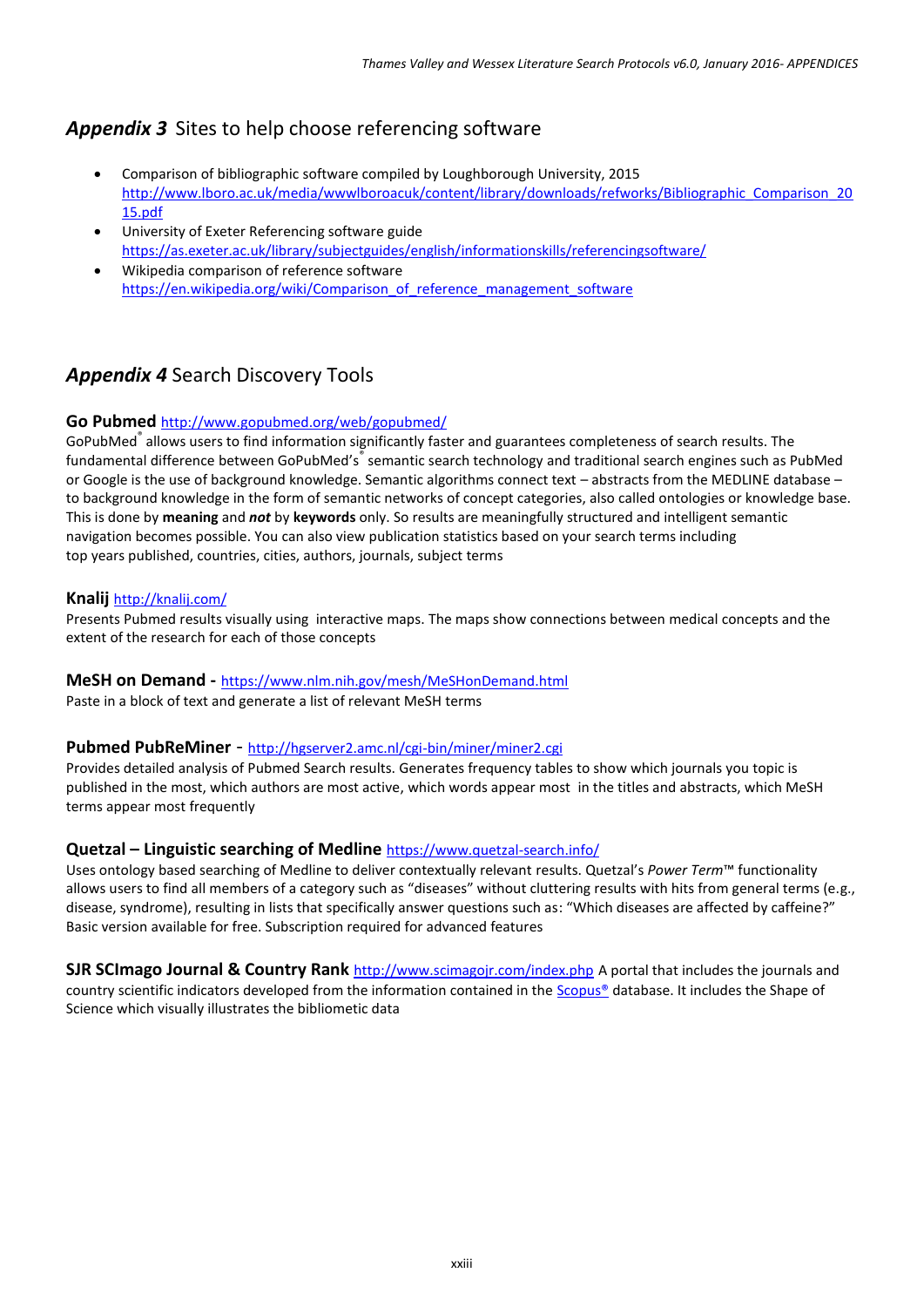## *Appendix 3* Sites to help choose referencing software

- Comparison of bibliographic software compiled by Loughborough University, 2015 http://www.lboro.ac.uk/media/wwwlboroacuk/content/library/downloads/refworks/Bibliographic_Comparison_2015.pdf
- University of Exeter Referencing software guide https://as.exeter.ac.uk/library/subjectguides/english/informationskills/referencingsoftware/
- Wikipedia comparison of reference software https://en.wikipedia.org/wiki/Comparison_of_reference_management_software

## *Appendix 4* Search Discovery Tools

### Go Pubmed http://www.gopubmed.org/web/gopubmed/

GoPubMed® allows users to find information significantly faster and guarantees completeness of search results. The fundamental difference between GoPubMed's® semantic search technology and traditional search engines such as PubMed or Google is the use of background knowledge. Semantic algorithms connect text – abstracts from the MEDLINE database – to background knowledge in the form of semantic networks of concept categories, also called ontologies or knowledge base. This is done by **meaning** and ***not*** by **keywords** only. So results are meaningfully structured and intelligent semantic navigation becomes possible. You can also view publication statistics based on your search terms including top years published, countries, cities, authors, journals, subject terms

### Knalij http://knalij.com/

Presents Pubmed results visually using interactive maps. The maps show connections between medical concepts and the extent of the research for each of those concepts

### MeSH on Demand - https://www.nlm.nih.gov/mesh/MeSHonDemand.html

Paste in a block of text and generate a list of relevant MeSH terms

### Pubmed PubReMiner - http://hgserver2.amc.nl/cgi-bin/miner/miner2.cgi

Provides detailed analysis of Pubmed Search results. Generates frequency tables to show which journals you topic is published in the most, which authors are most active, which words appear most in the titles and abstracts, which MeSH terms appear most frequently

### Quetzal – Linguistic searching of Medline https://www.quetzal-search.info/

Uses ontology based searching of Medline to deliver contextually relevant results. Quetzal's *Power Term*™ functionality allows users to find all members of a category such as "diseases" without cluttering results with hits from general terms (e.g., disease, syndrome), resulting in lists that specifically answer questions such as: "Which diseases are affected by caffeine?" Basic version available for free. Subscription required for advanced features

**SJR SCImago Journal & Country Rank** http://www.scimagojr.com/index.php A portal that includes the journals and country scientific indicators developed from the information contained in the Scopus® database. It includes the Shape of Science which visually illustrates the bibliometic data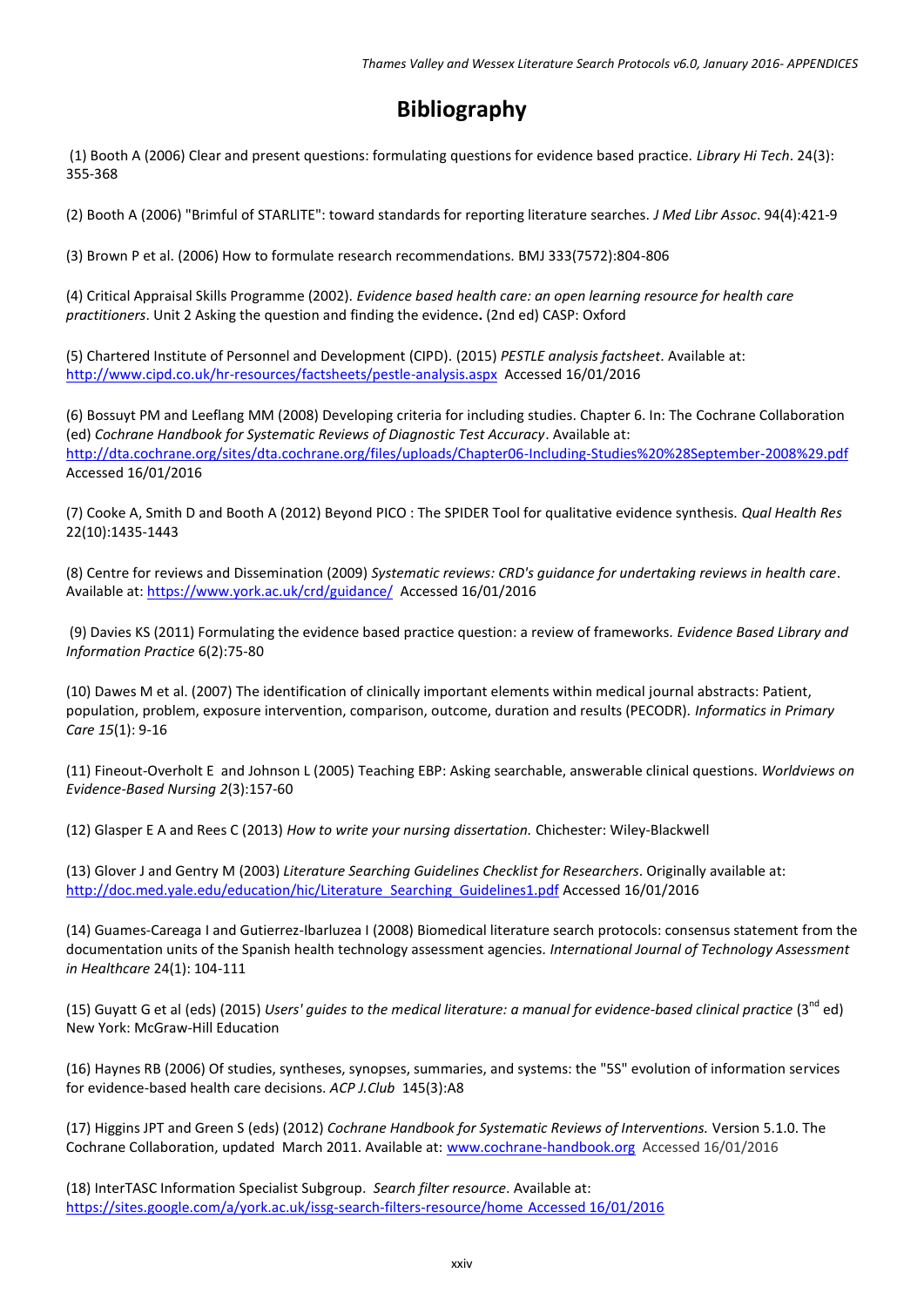# Bibliography

(1) Booth A (2006) Clear and present questions: formulating questions for evidence based practice. *Library Hi Tech*. 24(3): 355-368

(2) Booth A (2006) "Brimful of STARLITE": toward standards for reporting literature searches. *J Med Libr Assoc*. 94(4):421-9

(3) Brown P et al. (2006) How to formulate research recommendations. BMJ 333(7572):804-806

(4) Critical Appraisal Skills Programme (2002). *Evidence based health care: an open learning resource for health care practitioners*. Unit 2 Asking the question and finding the evidence**.** (2nd ed) CASP: Oxford

(5) Chartered Institute of Personnel and Development (CIPD). (2015) *PESTLE analysis factsheet*. Available at: http://www.cipd.co.uk/hr-resources/factsheets/pestle-analysis.aspx Accessed 16/01/2016

(6) Bossuyt PM and Leeflang MM (2008) Developing criteria for including studies. Chapter 6. In: The Cochrane Collaboration (ed) *Cochrane Handbook for Systematic Reviews of Diagnostic Test Accuracy*. Available at: http://dta.cochrane.org/sites/dta.cochrane.org/files/uploads/Chapter06-Including-Studies%20%28September-2008%29.pdf Accessed 16/01/2016

(7) Cooke A, Smith D and Booth A (2012) Beyond PICO : The SPIDER Tool for qualitative evidence synthesis. *Qual Health Res* 22(10):1435-1443

(8) Centre for reviews and Dissemination (2009) *Systematic reviews: CRD's guidance for undertaking reviews in health care*. Available at: https://www.york.ac.uk/crd/guidance/ Accessed 16/01/2016

(9) Davies KS (2011) Formulating the evidence based practice question: a review of frameworks. *Evidence Based Library and Information Practice* 6(2):75-80

(10) Dawes M et al. (2007) The identification of clinically important elements within medical journal abstracts: Patient, population, problem, exposure intervention, comparison, outcome, duration and results (PECODR). *Informatics in Primary Care 15*(1): 9-16

(11) Fineout-Overholt E and Johnson L (2005) Teaching EBP: Asking searchable, answerable clinical questions. *Worldviews on Evidence-Based Nursing 2*(3):157-60

(12) Glasper E A and Rees C (2013) *How to write your nursing dissertation.* Chichester: Wiley-Blackwell

(13) Glover J and Gentry M (2003) *Literature Searching Guidelines Checklist for Researchers*. Originally available at: http://doc.med.yale.edu/education/hic/Literature_Searching_Guidelines1.pdf Accessed 16/01/2016

(14) Guames-Careaga I and Gutierrez-Ibarluzea I (2008) Biomedical literature search protocols: consensus statement from the documentation units of the Spanish health technology assessment agencies. *International Journal of Technology Assessment in Healthcare* 24(1): 104-111

(15) Guyatt G et al (eds) (2015) *Users' guides to the medical literature: a manual for evidence-based clinical practice* (3rd ed) New York: McGraw-Hill Education

(16) Haynes RB (2006) Of studies, syntheses, synopses, summaries, and systems: the "5S" evolution of information services for evidence-based health care decisions. *ACP J.Club* 145(3):A8

(17) Higgins JPT and Green S (eds) (2012) *Cochrane Handbook for Systematic Reviews of Interventions.* Version 5.1.0. The Cochrane Collaboration, updated March 2011. Available at: www.cochrane-handbook.org Accessed 16/01/2016

(18) InterTASC Information Specialist Subgroup. *Search filter resource*. Available at: https://sites.google.com/a/york.ac.uk/issg-search-filters-resource/home Accessed 16/01/2016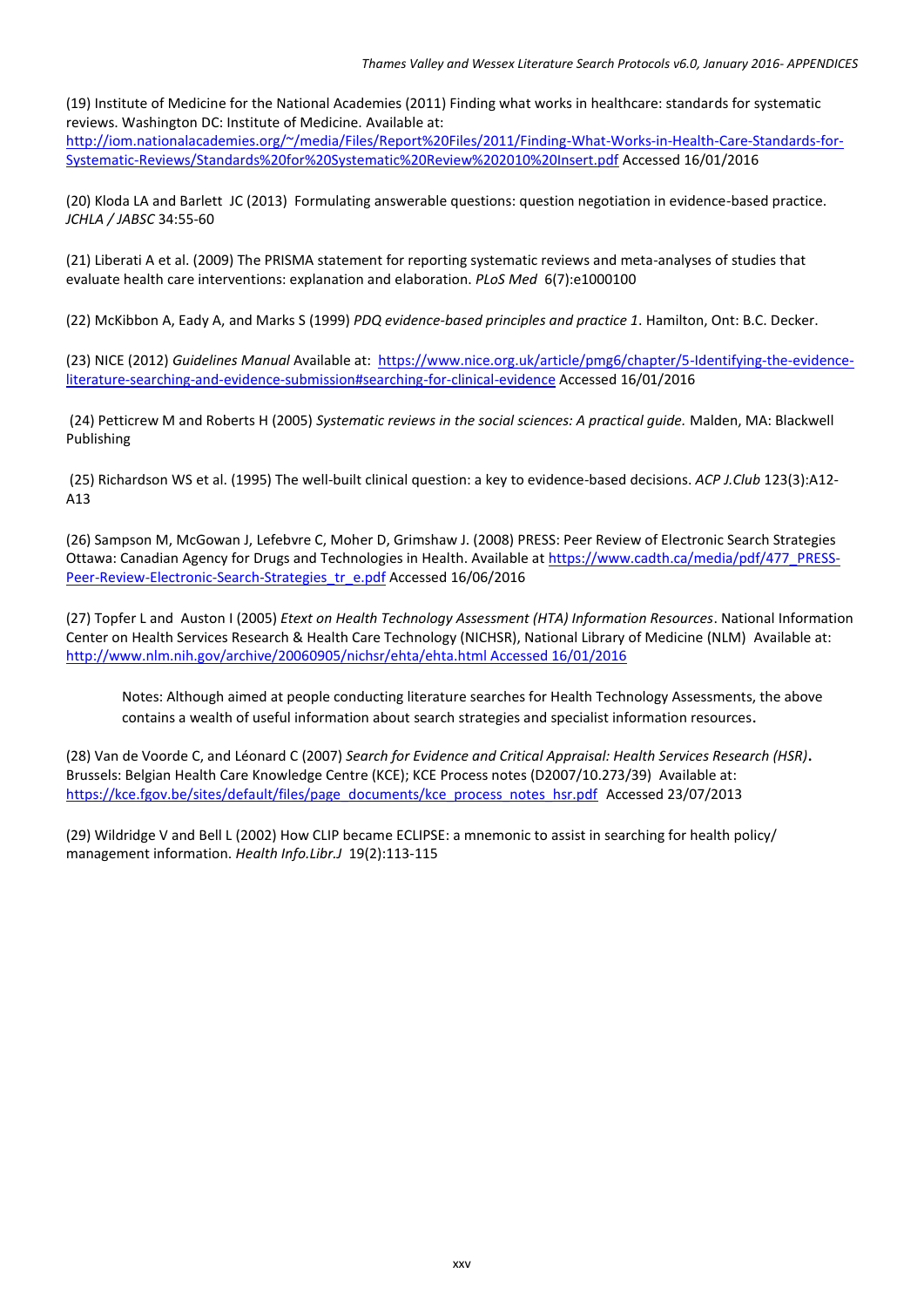(19) Institute of Medicine for the National Academies (2011) Finding what works in healthcare: standards for systematic reviews. Washington DC: Institute of Medicine. Available at: http://iom.nationalacademies.org/~/media/Files/Report%20Files/2011/Finding-What-Works-in-Health-Care-Standards-for-Systematic-Reviews/Standards%20for%20Systematic%20Review%202010%20Insert.pdf Accessed 16/01/2016

(20) Kloda LA and Barlett JC (2013) Formulating answerable questions: question negotiation in evidence-based practice. *JCHLA / JABSC* 34:55-60

(21) Liberati A et al. (2009) The PRISMA statement for reporting systematic reviews and meta-analyses of studies that evaluate health care interventions: explanation and elaboration. *PLoS Med* 6(7):e1000100

(22) McKibbon A, Eady A, and Marks S (1999) *PDQ evidence-based principles and practice 1*. Hamilton, Ont: B.C. Decker.

(23) NICE (2012) *Guidelines Manual* Available at: https://www.nice.org.uk/article/pmg6/chapter/5-Identifying-the-evidence-literature-searching-and-evidence-submission#searching-for-clinical-evidence Accessed 16/01/2016

(24) Petticrew M and Roberts H (2005) *Systematic reviews in the social sciences: A practical guide.* Malden, MA: Blackwell Publishing

(25) Richardson WS et al. (1995) The well-built clinical question: a key to evidence-based decisions. *ACP J.Club* 123(3):A12-A13

(26) Sampson M, McGowan J, Lefebvre C, Moher D, Grimshaw J. (2008) PRESS: Peer Review of Electronic Search Strategies Ottawa: Canadian Agency for Drugs and Technologies in Health. Available at https://www.cadth.ca/media/pdf/477_PRESS-Peer-Review-Electronic-Search-Strategies_tr_e.pdf Accessed 16/06/2016

(27) Topfer L and Auston I (2005) *Etext on Health Technology Assessment (HTA) Information Resources*. National Information Center on Health Services Research & Health Care Technology (NICHSR), National Library of Medicine (NLM) Available at: http://www.nlm.nih.gov/archive/20060905/nichsr/ehta/ehta.html Accessed 16/01/2016

Notes: Although aimed at people conducting literature searches for Health Technology Assessments, the above contains a wealth of useful information about search strategies and specialist information resources.

(28) Van de Voorde C, and Léonard C (2007) *Search for Evidence and Critical Appraisal: Health Services Research (HSR)*. Brussels: Belgian Health Care Knowledge Centre (KCE); KCE Process notes (D2007/10.273/39) Available at: https://kce.fgov.be/sites/default/files/page_documents/kce_process_notes_hsr.pdf Accessed 23/07/2013

(29) Wildridge V and Bell L (2002) How CLIP became ECLIPSE: a mnemonic to assist in searching for health policy/ management information. *Health Info.Libr.J* 19(2):113-115